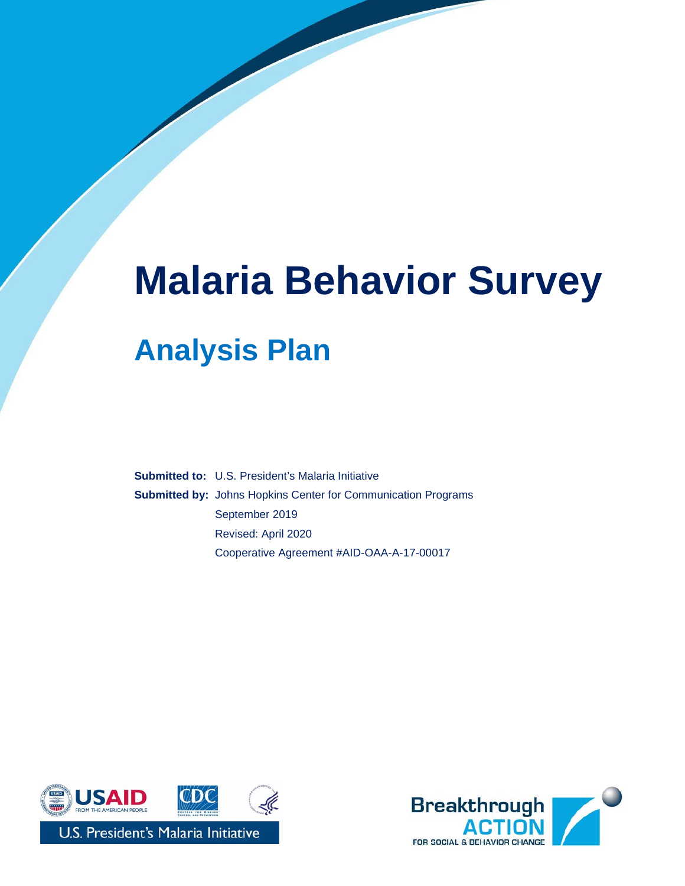# Malaria Behavior Survey

## Analysis Plan

**Submitted to:** U.S. President's Malaria Initiative

**Submitted by:** Johns Hopkins Center for Communication Programs

September 2019

Revised: April 2020

Cooperative Agreement #AID-OAA-A-17-00017

USAID FROM THE AMERICAN PEOPLE

CDC

U.S. President's Malaria Initiative

Breakthrough ACTION FOR SOCIAL & BEHAVIOR CHANGE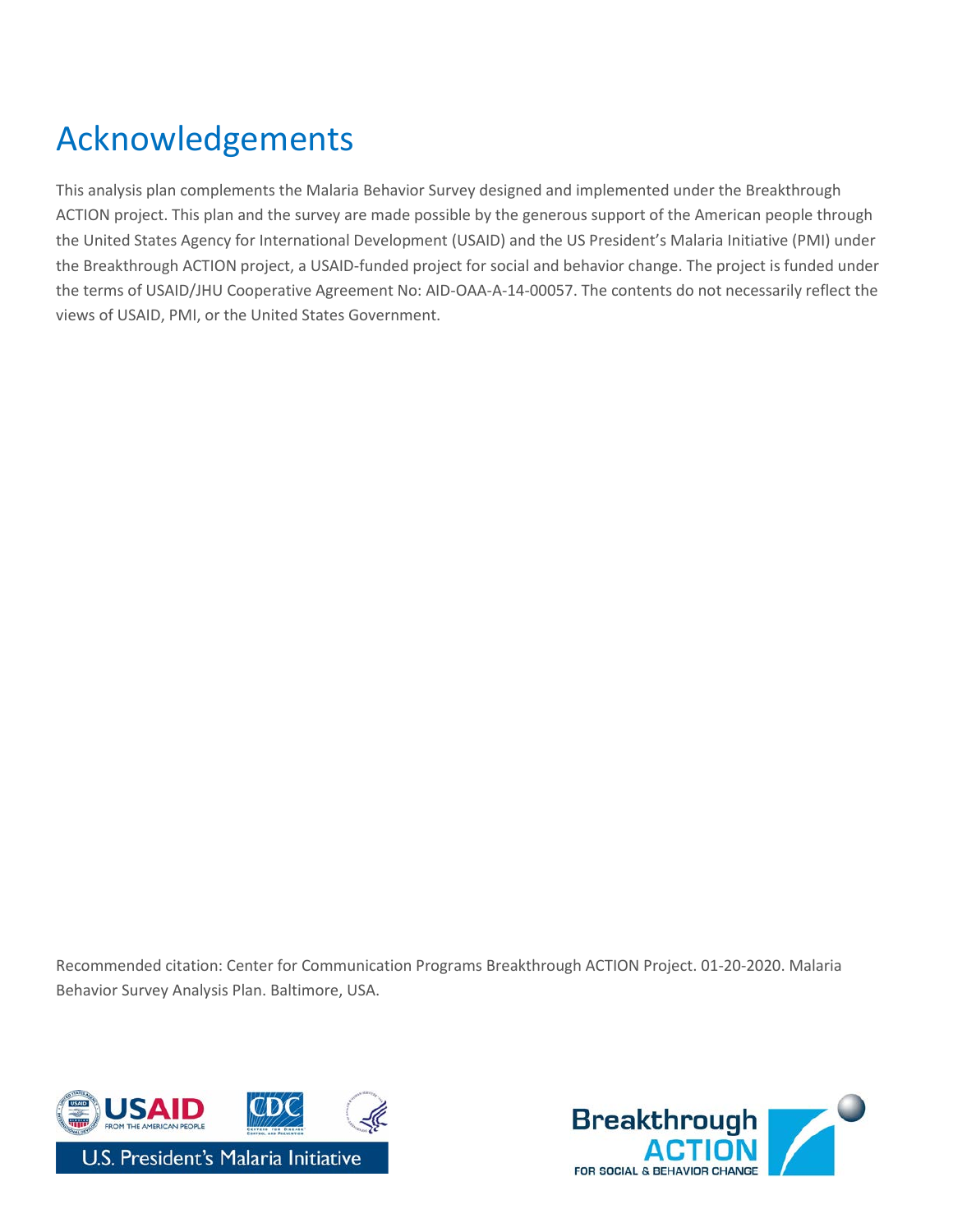# Acknowledgements

This analysis plan complements the Malaria Behavior Survey designed and implemented under the Breakthrough ACTION project. This plan and the survey are made possible by the generous support of the American people through the United States Agency for International Development (USAID) and the US President's Malaria Initiative (PMI) under the Breakthrough ACTION project, a USAID-funded project for social and behavior change. The project is funded under the terms of USAID/JHU Cooperative Agreement No: AID-OAA-A-14-00057. The contents do not necessarily reflect the views of USAID, PMI, or the United States Government.

Recommended citation: Center for Communication Programs Breakthrough ACTION Project. 01-20-2020. Malaria Behavior Survey Analysis Plan. Baltimore, USA.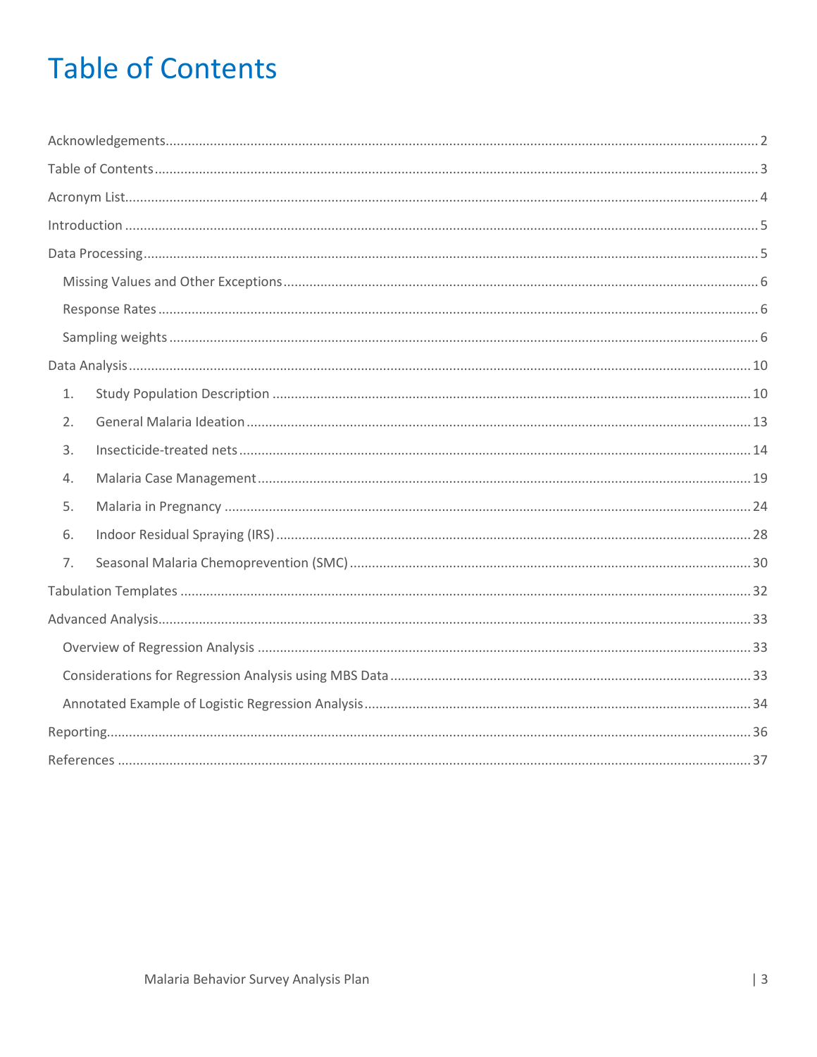# Table of Contents

Acknowledgements .......... 2

Table of Contents .......... 3

Acronym List .......... 4

Introduction .......... 5

Data Processing .......... 5

- Missing Values and Other Exceptions .......... 6
- Response Rates .......... 6
- Sampling weights .......... 6

Data Analysis .......... 10

1. Study Population Description .......... 10
2. General Malaria Ideation .......... 13
3. Insecticide-treated nets .......... 14
4. Malaria Case Management .......... 19
5. Malaria in Pregnancy .......... 24
6. Indoor Residual Spraying (IRS) .......... 28
7. Seasonal Malaria Chemoprevention (SMC) .......... 30

Tabulation Templates .......... 32

Advanced Analysis .......... 33

- Overview of Regression Analysis .......... 33
- Considerations for Regression Analysis using MBS Data .......... 33
- Annotated Example of Logistic Regression Analysis .......... 34

Reporting .......... 36

References .......... 37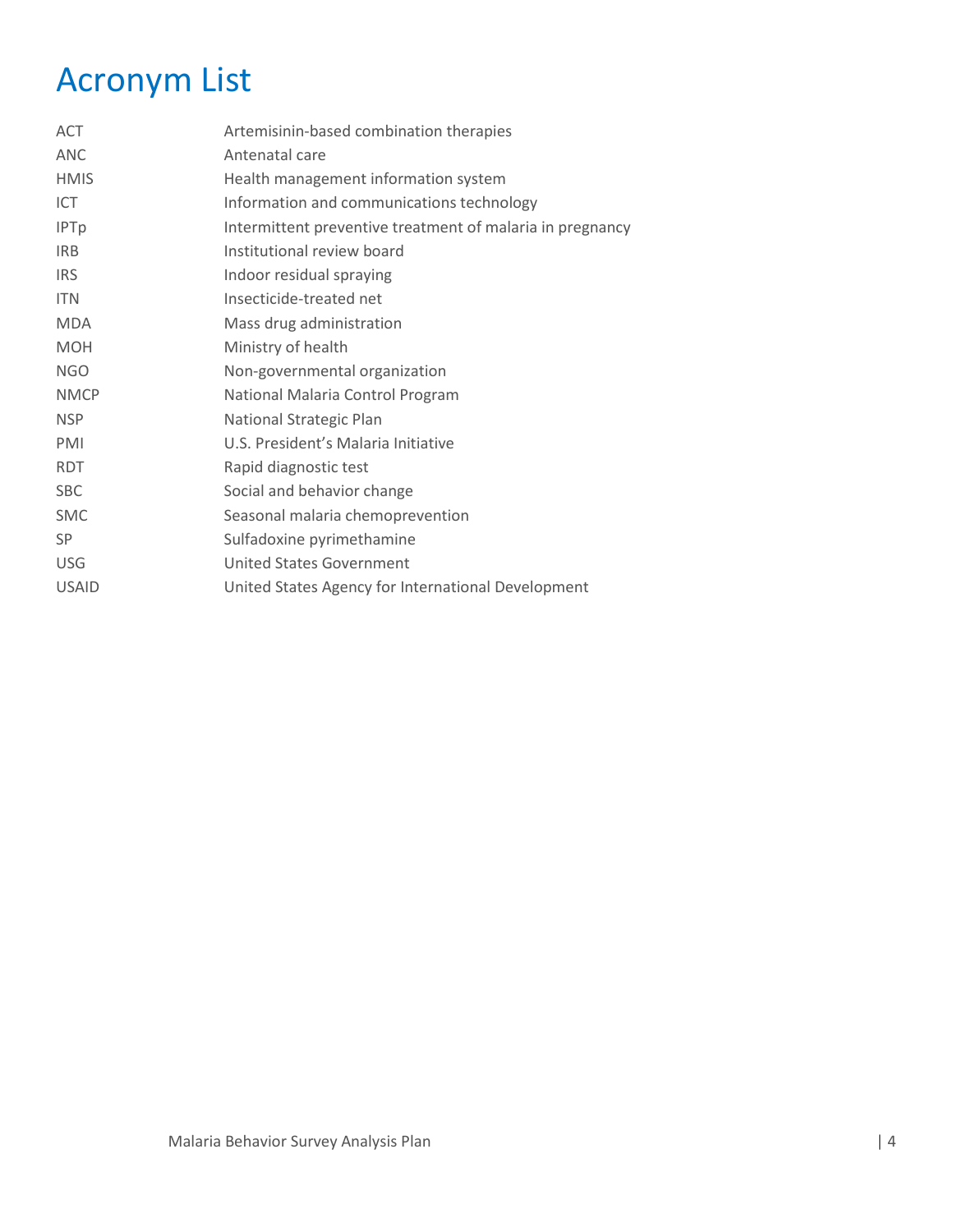# Acronym List

| | |
|---|---|
| ACT | Artemisinin-based combination therapies |
| ANC | Antenatal care |
| HMIS | Health management information system |
| ICT | Information and communications technology |
| IPTp | Intermittent preventive treatment of malaria in pregnancy |
| IRB | Institutional review board |
| IRS | Indoor residual spraying |
| ITN | Insecticide-treated net |
| MDA | Mass drug administration |
| MOH | Ministry of health |
| NGO | Non-governmental organization |
| NMCP | National Malaria Control Program |
| NSP | National Strategic Plan |
| PMI | U.S. President's Malaria Initiative |
| RDT | Rapid diagnostic test |
| SBC | Social and behavior change |
| SMC | Seasonal malaria chemoprevention |
| SP | Sulfadoxine pyrimethamine |
| USG | United States Government |
| USAID | United States Agency for International Development |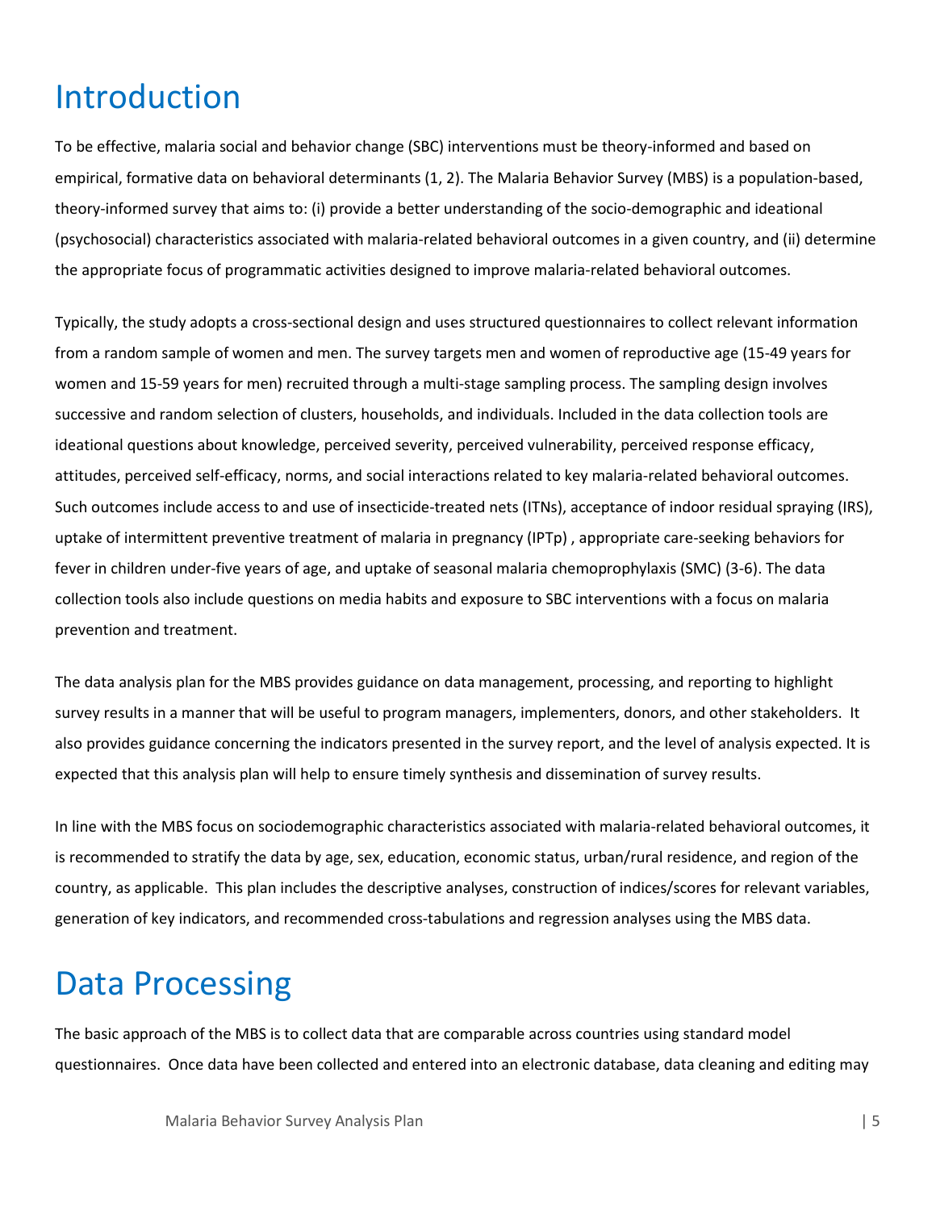# Introduction

To be effective, malaria social and behavior change (SBC) interventions must be theory-informed and based on empirical, formative data on behavioral determinants (1, 2). The Malaria Behavior Survey (MBS) is a population-based, theory-informed survey that aims to: (i) provide a better understanding of the socio-demographic and ideational (psychosocial) characteristics associated with malaria-related behavioral outcomes in a given country, and (ii) determine the appropriate focus of programmatic activities designed to improve malaria-related behavioral outcomes.

Typically, the study adopts a cross-sectional design and uses structured questionnaires to collect relevant information from a random sample of women and men. The survey targets men and women of reproductive age (15-49 years for women and 15-59 years for men) recruited through a multi-stage sampling process. The sampling design involves successive and random selection of clusters, households, and individuals. Included in the data collection tools are ideational questions about knowledge, perceived severity, perceived vulnerability, perceived response efficacy, attitudes, perceived self-efficacy, norms, and social interactions related to key malaria-related behavioral outcomes. Such outcomes include access to and use of insecticide-treated nets (ITNs), acceptance of indoor residual spraying (IRS), uptake of intermittent preventive treatment of malaria in pregnancy (IPTp) , appropriate care-seeking behaviors for fever in children under-five years of age, and uptake of seasonal malaria chemoprophylaxis (SMC) (3-6). The data collection tools also include questions on media habits and exposure to SBC interventions with a focus on malaria prevention and treatment.

The data analysis plan for the MBS provides guidance on data management, processing, and reporting to highlight survey results in a manner that will be useful to program managers, implementers, donors, and other stakeholders. It also provides guidance concerning the indicators presented in the survey report, and the level of analysis expected. It is expected that this analysis plan will help to ensure timely synthesis and dissemination of survey results.

In line with the MBS focus on sociodemographic characteristics associated with malaria-related behavioral outcomes, it is recommended to stratify the data by age, sex, education, economic status, urban/rural residence, and region of the country, as applicable. This plan includes the descriptive analyses, construction of indices/scores for relevant variables, generation of key indicators, and recommended cross-tabulations and regression analyses using the MBS data.

# Data Processing

The basic approach of the MBS is to collect data that are comparable across countries using standard model questionnaires. Once data have been collected and entered into an electronic database, data cleaning and editing may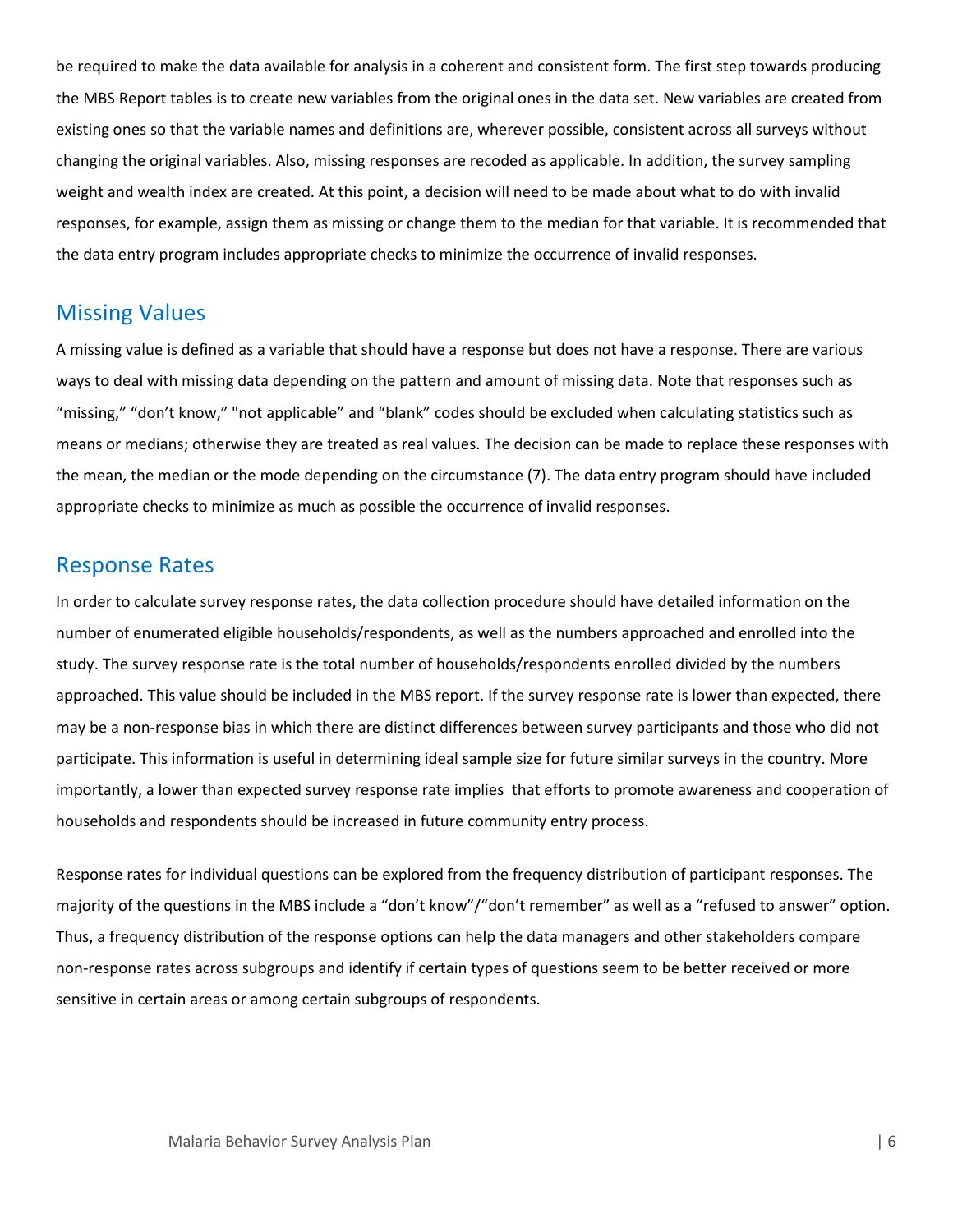be required to make the data available for analysis in a coherent and consistent form. The first step towards producing the MBS Report tables is to create new variables from the original ones in the data set. New variables are created from existing ones so that the variable names and definitions are, wherever possible, consistent across all surveys without changing the original variables. Also, missing responses are recoded as applicable. In addition, the survey sampling weight and wealth index are created. At this point, a decision will need to be made about what to do with invalid responses, for example, assign them as missing or change them to the median for that variable. It is recommended that the data entry program includes appropriate checks to minimize the occurrence of invalid responses.

## Missing Values

A missing value is defined as a variable that should have a response but does not have a response. There are various ways to deal with missing data depending on the pattern and amount of missing data. Note that responses such as "missing," "don't know," "not applicable" and "blank" codes should be excluded when calculating statistics such as means or medians; otherwise they are treated as real values. The decision can be made to replace these responses with the mean, the median or the mode depending on the circumstance (7). The data entry program should have included appropriate checks to minimize as much as possible the occurrence of invalid responses.

## Response Rates

In order to calculate survey response rates, the data collection procedure should have detailed information on the number of enumerated eligible households/respondents, as well as the numbers approached and enrolled into the study. The survey response rate is the total number of households/respondents enrolled divided by the numbers approached. This value should be included in the MBS report. If the survey response rate is lower than expected, there may be a non-response bias in which there are distinct differences between survey participants and those who did not participate. This information is useful in determining ideal sample size for future similar surveys in the country. More importantly, a lower than expected survey response rate implies that efforts to promote awareness and cooperation of households and respondents should be increased in future community entry process.

Response rates for individual questions can be explored from the frequency distribution of participant responses. The majority of the questions in the MBS include a "don't know"/"don't remember" as well as a "refused to answer" option. Thus, a frequency distribution of the response options can help the data managers and other stakeholders compare non-response rates across subgroups and identify if certain types of questions seem to be better received or more sensitive in certain areas or among certain subgroups of respondents.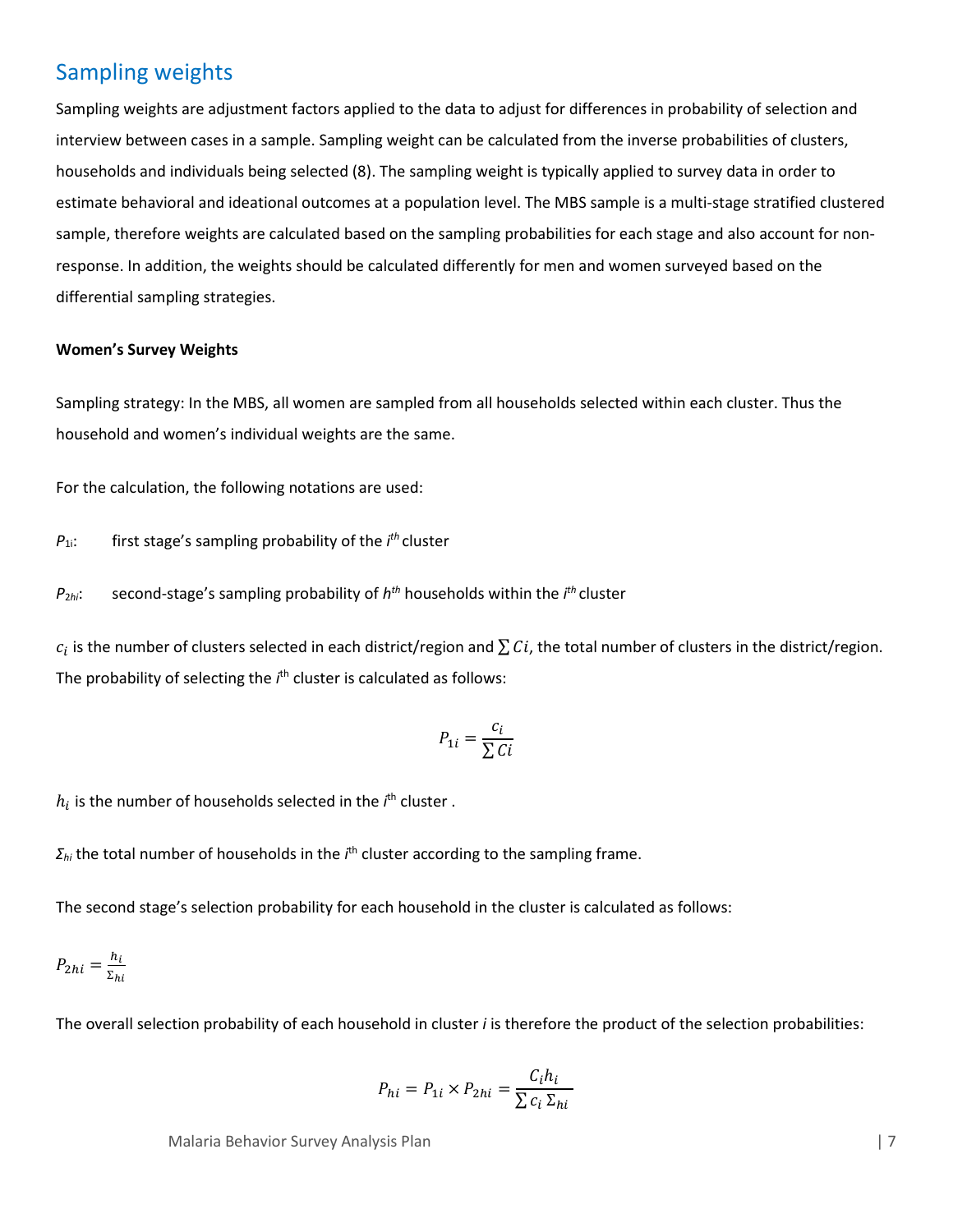## Sampling weights

Sampling weights are adjustment factors applied to the data to adjust for differences in probability of selection and interview between cases in a sample. Sampling weight can be calculated from the inverse probabilities of clusters, households and individuals being selected (8). The sampling weight is typically applied to survey data in order to estimate behavioral and ideational outcomes at a population level. The MBS sample is a multi-stage stratified clustered sample, therefore weights are calculated based on the sampling probabilities for each stage and also account for non-response. In addition, the weights should be calculated differently for men and women surveyed based on the differential sampling strategies.

**Women's Survey Weights**

Sampling strategy: In the MBS, all women are sampled from all households selected within each cluster. Thus the household and women's individual weights are the same.

For the calculation, the following notations are used:

$P_{1i}$: first stage's sampling probability of the $i^{th}$ cluster

$P_{2hi}$: second-stage's sampling probability of $h^{th}$ households within the $i^{th}$ cluster

$c_i$ is the number of clusters selected in each district/region and $\sum Ci$, the total number of clusters in the district/region. The probability of selecting the $i^{th}$ cluster is calculated as follows:

$$P_{1i} = \frac{c_i}{\sum Ci}$$

$h_i$ is the number of households selected in the $i^{th}$ cluster .

$\Sigma_{hi}$ the total number of households in the $i^{th}$ cluster according to the sampling frame.

The second stage's selection probability for each household in the cluster is calculated as follows:

$$P_{2hi} = \frac{h_i}{\Sigma_{hi}}$$

The overall selection probability of each household in cluster *i* is therefore the product of the selection probabilities:

$$P_{hi} = P_{1i} \times P_{2hi} = \frac{C_i h_i}{\sum c_i \, \Sigma_{hi}}$$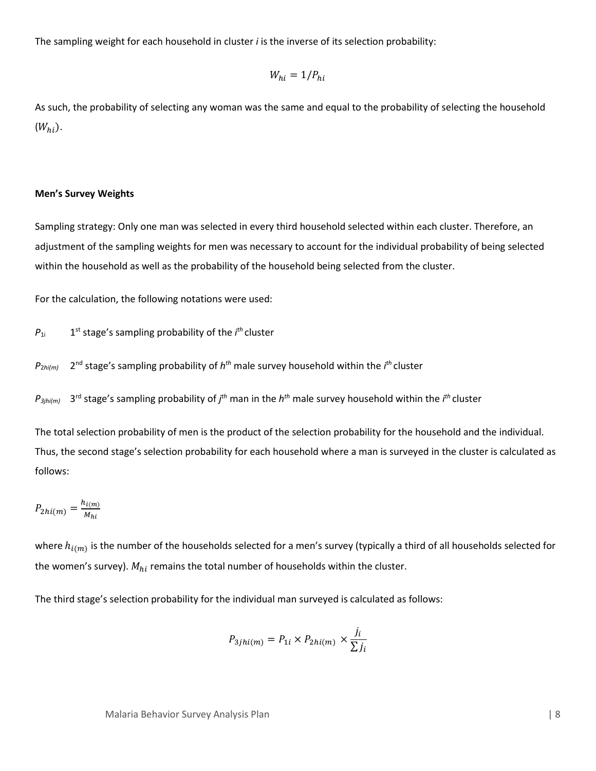The sampling weight for each household in cluster *i* is the inverse of its selection probability:

$$W_{hi} = 1/P_{hi}$$

As such, the probability of selecting any woman was the same and equal to the probability of selecting the household ($W_{hi}$).

**Men's Survey Weights**

Sampling strategy: Only one man was selected in every third household selected within each cluster. Therefore, an adjustment of the sampling weights for men was necessary to account for the individual probability of being selected within the household as well as the probability of the household being selected from the cluster.

For the calculation, the following notations were used:

$P_{1i}$ 1st stage's sampling probability of the $i^{th}$ cluster

$P_{2hi(m)}$ 2nd stage's sampling probability of $h^{th}$ male survey household within the $i^{th}$ cluster

$P_{3jhi(m)}$ 3rd stage's sampling probability of $j^{th}$ man in the $h^{th}$ male survey household within the $i^{th}$ cluster

The total selection probability of men is the product of the selection probability for the household and the individual. Thus, the second stage's selection probability for each household where a man is surveyed in the cluster is calculated as follows:

$$P_{2hi(m)} = \frac{h_{i(m)}}{M_{hi}}$$

where $h_{i(m)}$ is the number of the households selected for a men's survey (typically a third of all households selected for the women's survey). $M_{hi}$ remains the total number of households within the cluster.

The third stage's selection probability for the individual man surveyed is calculated as follows:

$$P_{3jhi(m)} = P_{1i} \times P_{2hi(m)} \times \frac{j_i}{\sum j_i}$$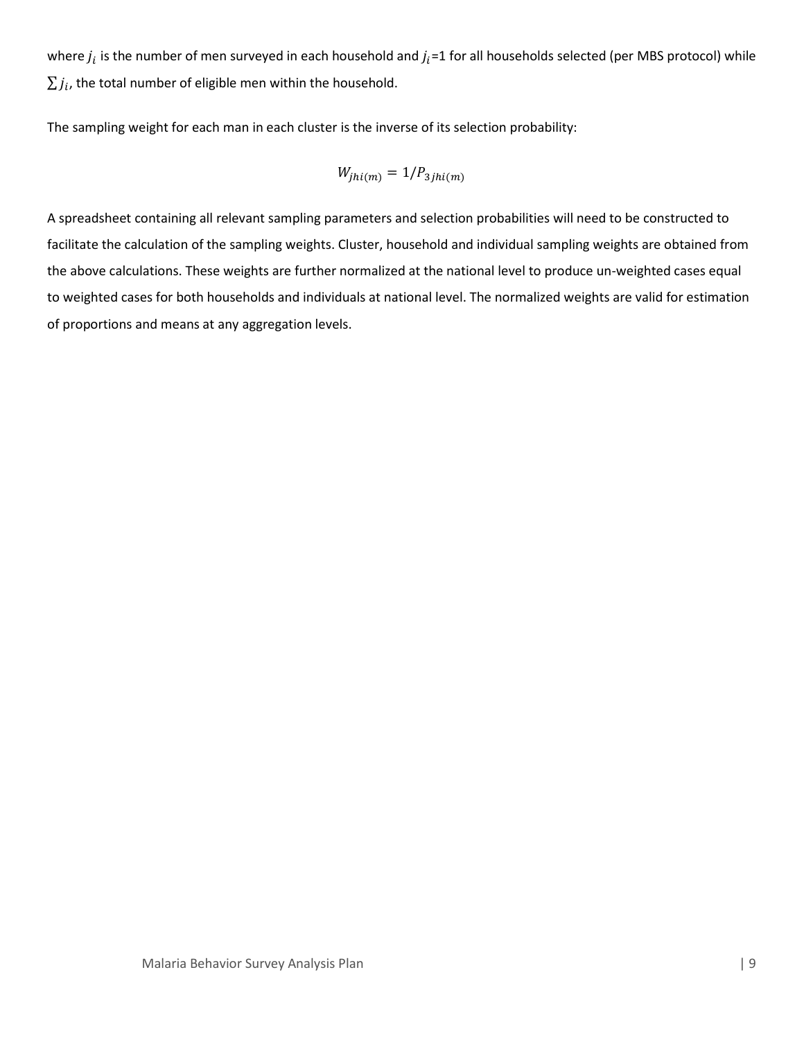where $j_i$ is the number of men surveyed in each household and $j_i$=1 for all households selected (per MBS protocol) while $\sum j_i$, the total number of eligible men within the household.

The sampling weight for each man in each cluster is the inverse of its selection probability:

$$W_{jhi(m)} = 1/P_{3\,jhi(m)}$$

A spreadsheet containing all relevant sampling parameters and selection probabilities will need to be constructed to facilitate the calculation of the sampling weights. Cluster, household and individual sampling weights are obtained from the above calculations. These weights are further normalized at the national level to produce un-weighted cases equal to weighted cases for both households and individuals at national level. The normalized weights are valid for estimation of proportions and means at any aggregation levels.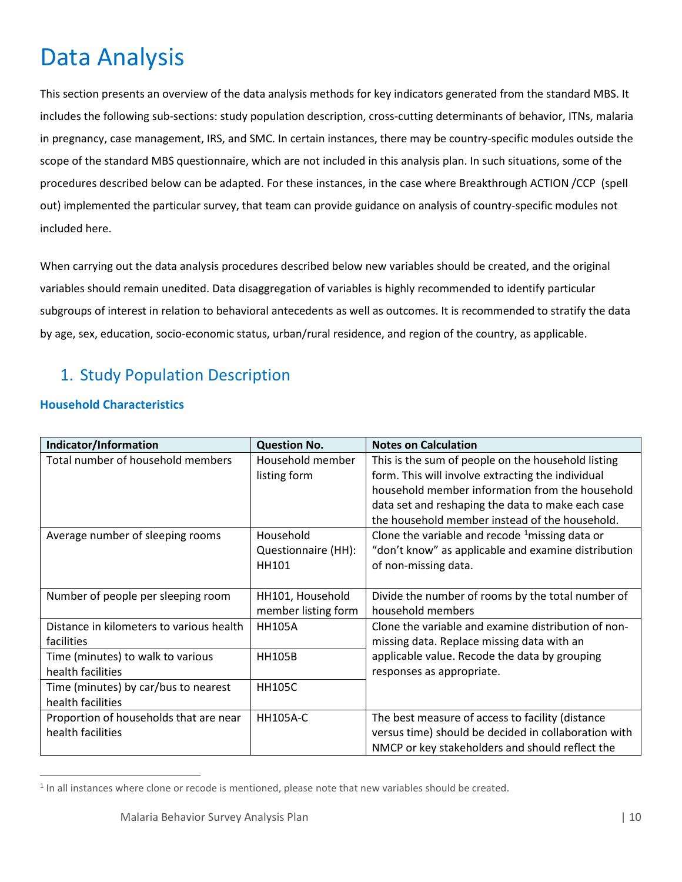# Data Analysis

This section presents an overview of the data analysis methods for key indicators generated from the standard MBS. It includes the following sub-sections: study population description, cross-cutting determinants of behavior, ITNs, malaria in pregnancy, case management, IRS, and SMC. In certain instances, there may be country-specific modules outside the scope of the standard MBS questionnaire, which are not included in this analysis plan. In such situations, some of the procedures described below can be adapted. For these instances, in the case where Breakthrough ACTION /CCP (spell out) implemented the particular survey, that team can provide guidance on analysis of country-specific modules not included here.

When carrying out the data analysis procedures described below new variables should be created, and the original variables should remain unedited. Data disaggregation of variables is highly recommended to identify particular subgroups of interest in relation to behavioral antecedents as well as outcomes. It is recommended to stratify the data by age, sex, education, socio-economic status, urban/rural residence, and region of the country, as applicable.

## 1. Study Population Description

### Household Characteristics

| Indicator/Information | Question No. | Notes on Calculation |
|---|---|---|
| Total number of household members | Household member listing form | This is the sum of people on the household listing form. This will involve extracting the individual household member information from the household data set and reshaping the data to make each case the household member instead of the household. |
| Average number of sleeping rooms | Household Questionnaire (HH): HH101 | Clone the variable and recode [1]missing data or "don't know" as applicable and examine distribution of non-missing data. |
| Number of people per sleeping room | HH101, Household member listing form | Divide the number of rooms by the total number of household members |
| Distance in kilometers to various health facilities | HH105A | Clone the variable and examine distribution of non-missing data. Replace missing data with an applicable value. Recode the data by grouping responses as appropriate. |
| Time (minutes) to walk to various health facilities | HH105B | |
| Time (minutes) by car/bus to nearest health facilities | HH105C | |
| Proportion of households that are near health facilities | HH105A-C | The best measure of access to facility (distance versus time) should be decided in collaboration with NMCP or key stakeholders and should reflect the |

[1] In all instances where clone or recode is mentioned, please note that new variables should be created.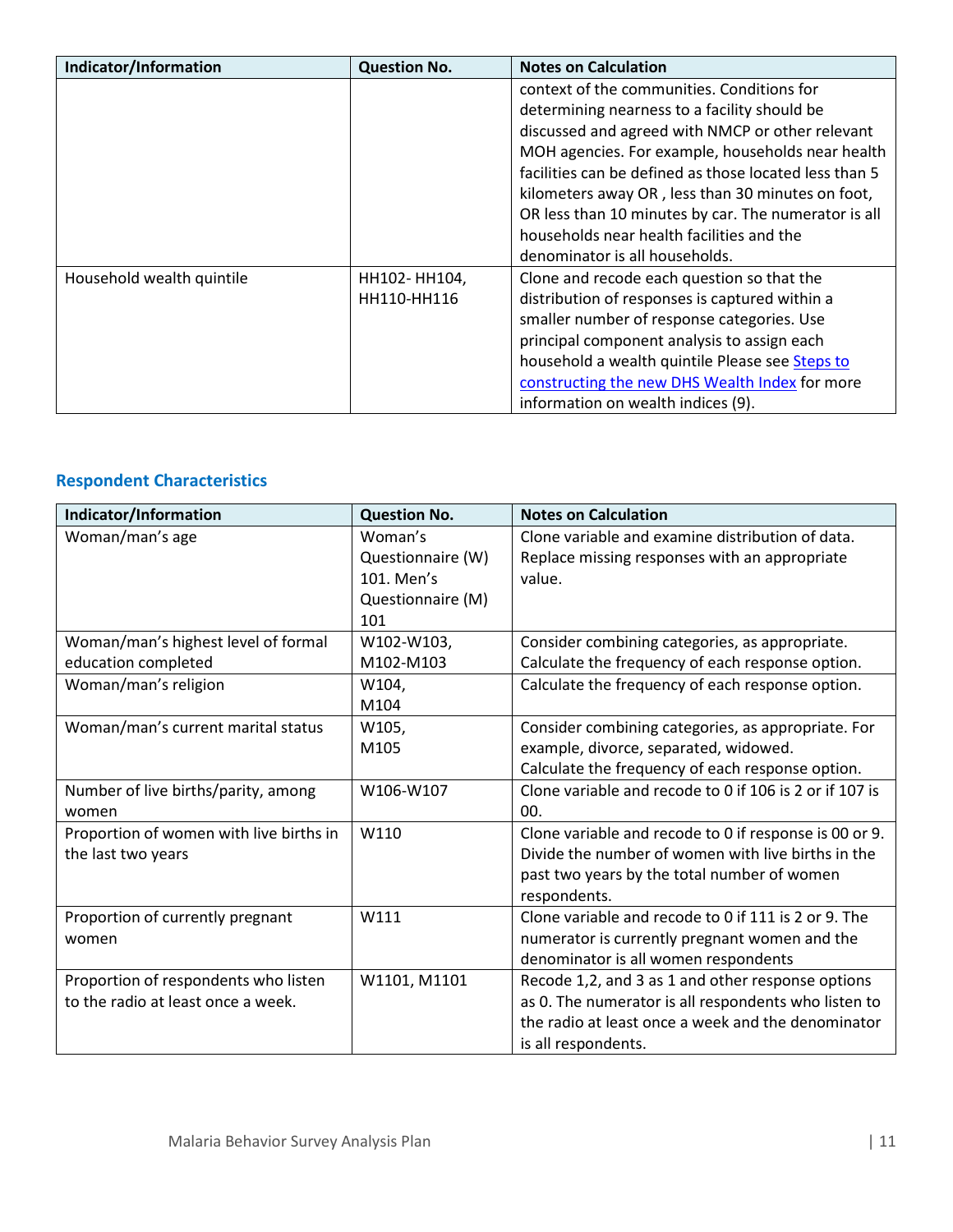| Indicator/Information | Question No. | Notes on Calculation |
|---|---|---|
| | | context of the communities. Conditions for determining nearness to a facility should be discussed and agreed with NMCP or other relevant MOH agencies. For example, households near health facilities can be defined as those located less than 5 kilometers away OR , less than 30 minutes on foot, OR less than 10 minutes by car. The numerator is all households near health facilities and the denominator is all households. |
| Household wealth quintile | HH102- HH104, HH110-HH116 | Clone and recode each question so that the distribution of responses is captured within a smaller number of response categories. Use principal component analysis to assign each household a wealth quintile Please see [Steps to constructing the new DHS Wealth Index]() for more information on wealth indices (9). |

### Respondent Characteristics

| Indicator/Information | Question No. | Notes on Calculation |
|---|---|---|
| Woman/man's age | Woman's Questionnaire (W) 101. Men's Questionnaire (M) 101 | Clone variable and examine distribution of data. Replace missing responses with an appropriate value. |
| Woman/man's highest level of formal education completed | W102-W103, M102-M103 | Consider combining categories, as appropriate. Calculate the frequency of each response option. |
| Woman/man's religion | W104, M104 | Calculate the frequency of each response option. |
| Woman/man's current marital status | W105, M105 | Consider combining categories, as appropriate. For example, divorce, separated, widowed. Calculate the frequency of each response option. |
| Number of live births/parity, among women | W106-W107 | Clone variable and recode to 0 if 106 is 2 or if 107 is 00. |
| Proportion of women with live births in the last two years | W110 | Clone variable and recode to 0 if response is 00 or 9. Divide the number of women with live births in the past two years by the total number of women respondents. |
| Proportion of currently pregnant women | W111 | Clone variable and recode to 0 if 111 is 2 or 9. The numerator is currently pregnant women and the denominator is all women respondents |
| Proportion of respondents who listen to the radio at least once a week. | W1101, M1101 | Recode 1,2, and 3 as 1 and other response options as 0. The numerator is all respondents who listen to the radio at least once a week and the denominator is all respondents. |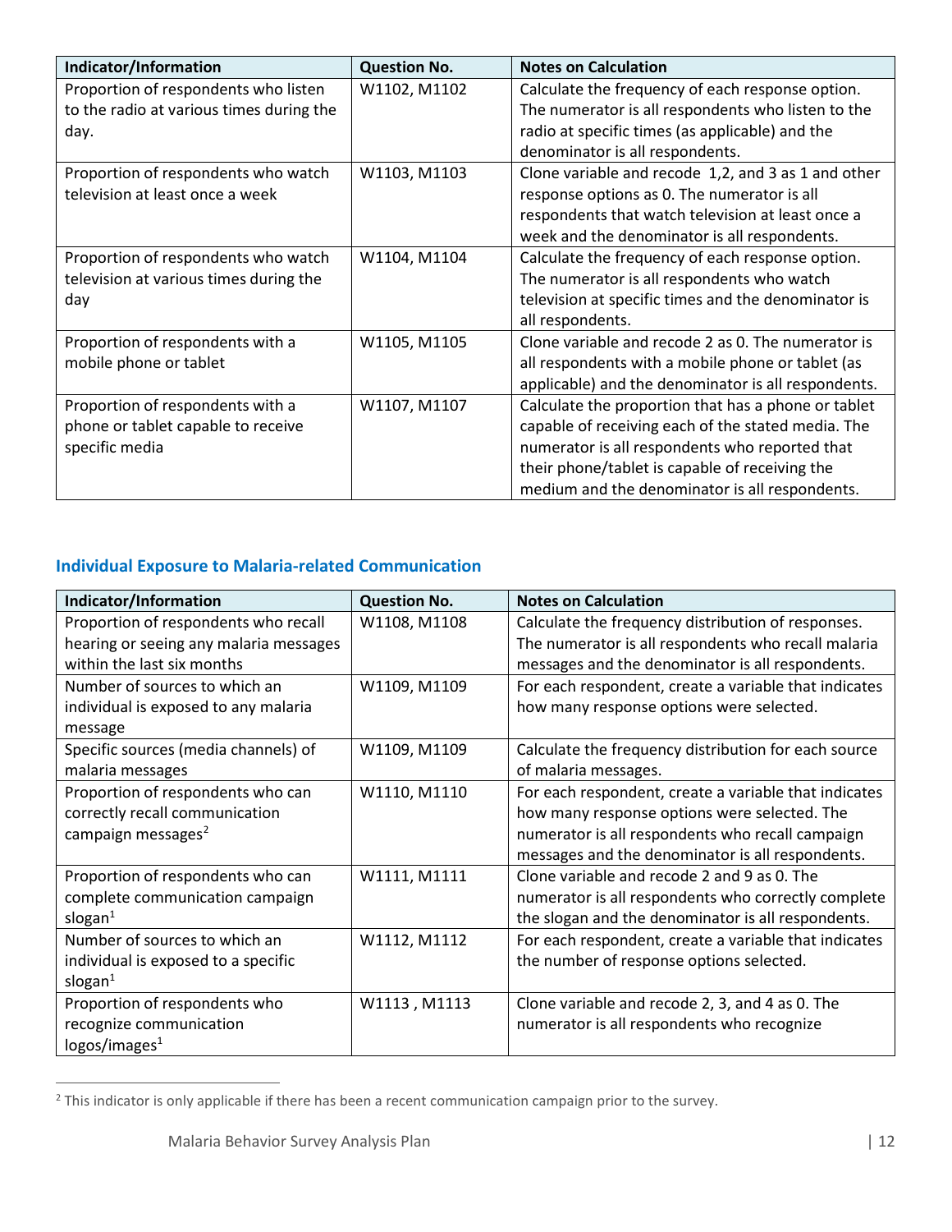| Indicator/Information | Question No. | Notes on Calculation |
| --- | --- | --- |
| Proportion of respondents who listen to the radio at various times during the day. | W1102, M1102 | Calculate the frequency of each response option. The numerator is all respondents who listen to the radio at specific times (as applicable) and the denominator is all respondents. |
| Proportion of respondents who watch television at least once a week | W1103, M1103 | Clone variable and recode 1,2, and 3 as 1 and other response options as 0. The numerator is all respondents that watch television at least once a week and the denominator is all respondents. |
| Proportion of respondents who watch television at various times during the day | W1104, M1104 | Calculate the frequency of each response option. The numerator is all respondents who watch television at specific times and the denominator is all respondents. |
| Proportion of respondents with a mobile phone or tablet | W1105, M1105 | Clone variable and recode 2 as 0. The numerator is all respondents with a mobile phone or tablet (as applicable) and the denominator is all respondents. |
| Proportion of respondents with a phone or tablet capable to receive specific media | W1107, M1107 | Calculate the proportion that has a phone or tablet capable of receiving each of the stated media. The numerator is all respondents who reported that their phone/tablet is capable of receiving the medium and the denominator is all respondents. |

### Individual Exposure to Malaria-related Communication

| Indicator/Information | Question No. | Notes on Calculation |
| --- | --- | --- |
| Proportion of respondents who recall hearing or seeing any malaria messages within the last six months | W1108, M1108 | Calculate the frequency distribution of responses. The numerator is all respondents who recall malaria messages and the denominator is all respondents. |
| Number of sources to which an individual is exposed to any malaria message | W1109, M1109 | For each respondent, create a variable that indicates how many response options were selected. |
| Specific sources (media channels) of malaria messages | W1109, M1109 | Calculate the frequency distribution for each source of malaria messages. |
| Proportion of respondents who can correctly recall communication campaign messages[2] | W1110, M1110 | For each respondent, create a variable that indicates how many response options were selected. The numerator is all respondents who recall campaign messages and the denominator is all respondents. |
| Proportion of respondents who can complete communication campaign slogan[1] | W1111, M1111 | Clone variable and recode 2 and 9 as 0. The numerator is all respondents who correctly complete the slogan and the denominator is all respondents. |
| Number of sources to which an individual is exposed to a specific slogan[1] | W1112, M1112 | For each respondent, create a variable that indicates the number of response options selected. |
| Proportion of respondents who recognize communication logos/images[1] | W1113 , M1113 | Clone variable and recode 2, 3, and 4 as 0. The numerator is all respondents who recognize |

[2] This indicator is only applicable if there has been a recent communication campaign prior to the survey.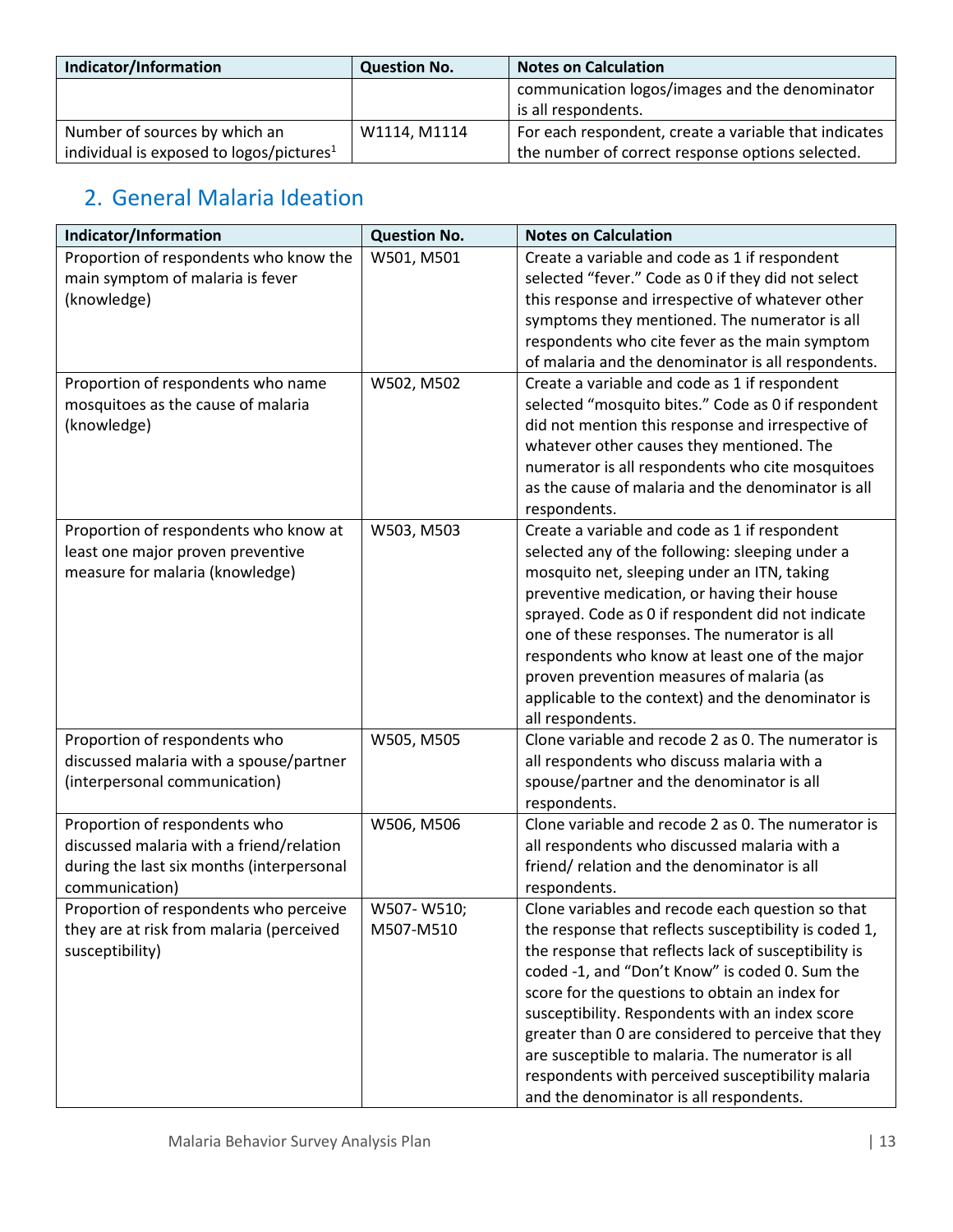| Indicator/Information | Question No. | Notes on Calculation |
|---|---|---|
| | | communication logos/images and the denominator is all respondents. |
| Number of sources by which an individual is exposed to logos/pictures[1] | W1114, M1114 | For each respondent, create a variable that indicates the number of correct response options selected. |

## 2. General Malaria Ideation

| Indicator/Information | Question No. | Notes on Calculation |
|---|---|---|
| Proportion of respondents who know the main symptom of malaria is fever (knowledge) | W501, M501 | Create a variable and code as 1 if respondent selected "fever." Code as 0 if they did not select this response and irrespective of whatever other symptoms they mentioned. The numerator is all respondents who cite fever as the main symptom of malaria and the denominator is all respondents. |
| Proportion of respondents who name mosquitoes as the cause of malaria (knowledge) | W502, M502 | Create a variable and code as 1 if respondent selected "mosquito bites." Code as 0 if respondent did not mention this response and irrespective of whatever other causes they mentioned. The numerator is all respondents who cite mosquitoes as the cause of malaria and the denominator is all respondents. |
| Proportion of respondents who know at least one major proven preventive measure for malaria (knowledge) | W503, M503 | Create a variable and code as 1 if respondent selected any of the following: sleeping under a mosquito net, sleeping under an ITN, taking preventive medication, or having their house sprayed. Code as 0 if respondent did not indicate one of these responses. The numerator is all respondents who know at least one of the major proven prevention measures of malaria (as applicable to the context) and the denominator is all respondents. |
| Proportion of respondents who discussed malaria with a spouse/partner (interpersonal communication) | W505, M505 | Clone variable and recode 2 as 0. The numerator is all respondents who discuss malaria with a spouse/partner and the denominator is all respondents. |
| Proportion of respondents who discussed malaria with a friend/relation during the last six months (interpersonal communication) | W506, M506 | Clone variable and recode 2 as 0. The numerator is all respondents who discussed malaria with a friend/ relation and the denominator is all respondents. |
| Proportion of respondents who perceive they are at risk from malaria (perceived susceptibility) | W507- W510; M507-M510 | Clone variables and recode each question so that the response that reflects susceptibility is coded 1, the response that reflects lack of susceptibility is coded -1, and "Don't Know" is coded 0. Sum the score for the questions to obtain an index for susceptibility. Respondents with an index score greater than 0 are considered to perceive that they are susceptible to malaria. The numerator is all respondents with perceived susceptibility malaria and the denominator is all respondents. |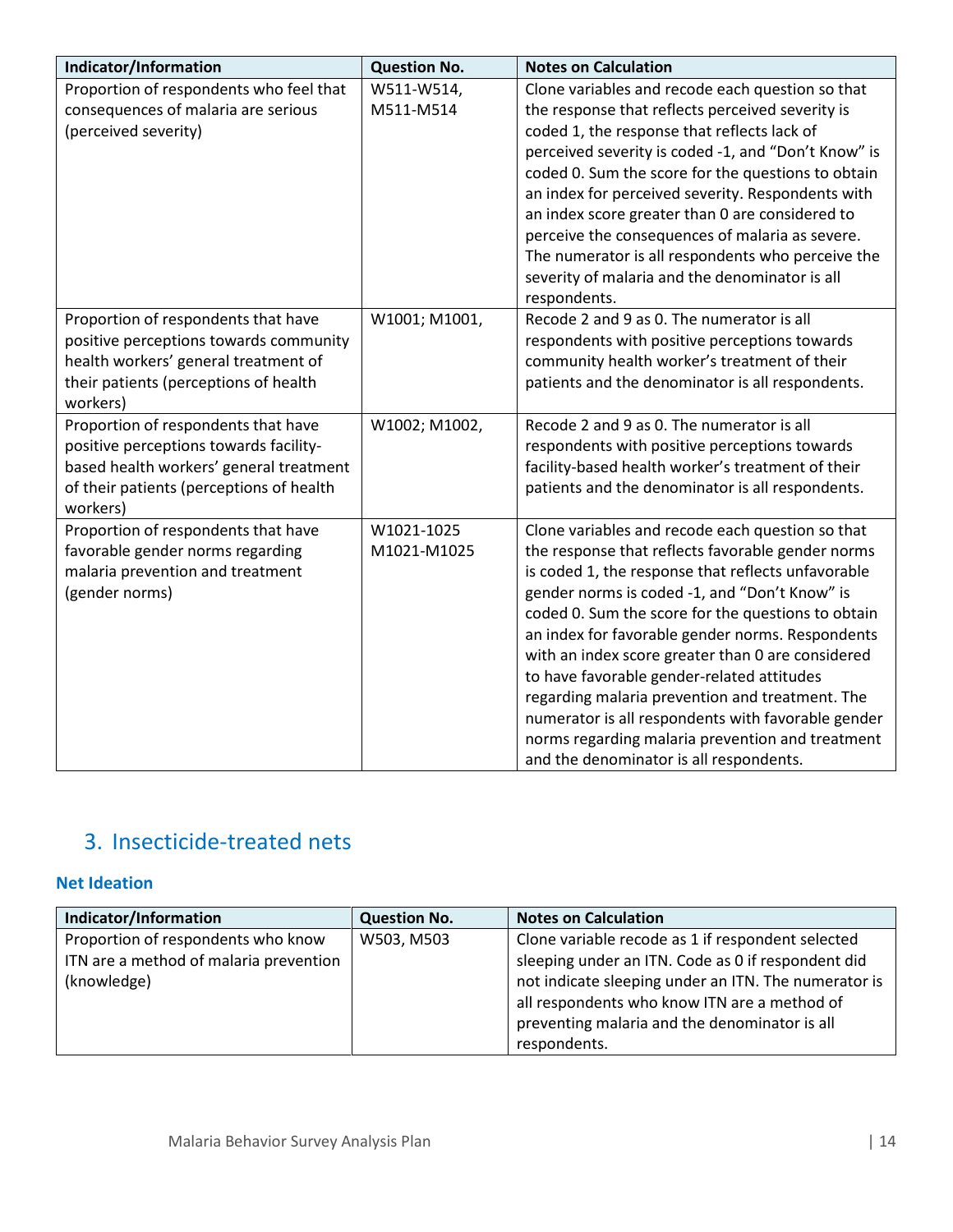| Indicator/Information | Question No. | Notes on Calculation |
|---|---|---|
| Proportion of respondents who feel that consequences of malaria are serious (perceived severity) | W511-W514, M511-M514 | Clone variables and recode each question so that the response that reflects perceived severity is coded 1, the response that reflects lack of perceived severity is coded -1, and "Don't Know" is coded 0. Sum the score for the questions to obtain an index for perceived severity. Respondents with an index score greater than 0 are considered to perceive the consequences of malaria as severe. The numerator is all respondents who perceive the severity of malaria and the denominator is all respondents. |
| Proportion of respondents that have positive perceptions towards community health workers' general treatment of their patients (perceptions of health workers) | W1001; M1001, | Recode 2 and 9 as 0. The numerator is all respondents with positive perceptions towards community health worker's treatment of their patients and the denominator is all respondents. |
| Proportion of respondents that have positive perceptions towards facility-based health workers' general treatment of their patients (perceptions of health workers) | W1002; M1002, | Recode 2 and 9 as 0. The numerator is all respondents with positive perceptions towards facility-based health worker's treatment of their patients and the denominator is all respondents. |
| Proportion of respondents that have favorable gender norms regarding malaria prevention and treatment (gender norms) | W1021-1025 M1021-M1025 | Clone variables and recode each question so that the response that reflects favorable gender norms is coded 1, the response that reflects unfavorable gender norms is coded -1, and "Don't Know" is coded 0. Sum the score for the questions to obtain an index for favorable gender norms. Respondents with an index score greater than 0 are considered to have favorable gender-related attitudes regarding malaria prevention and treatment. The numerator is all respondents with favorable gender norms regarding malaria prevention and treatment and the denominator is all respondents. |

## 3. Insecticide-treated nets

### Net Ideation

| Indicator/Information | Question No. | Notes on Calculation |
|---|---|---|
| Proportion of respondents who know ITN are a method of malaria prevention (knowledge) | W503, M503 | Clone variable recode as 1 if respondent selected sleeping under an ITN. Code as 0 if respondent did not indicate sleeping under an ITN. The numerator is all respondents who know ITN are a method of preventing malaria and the denominator is all respondents. |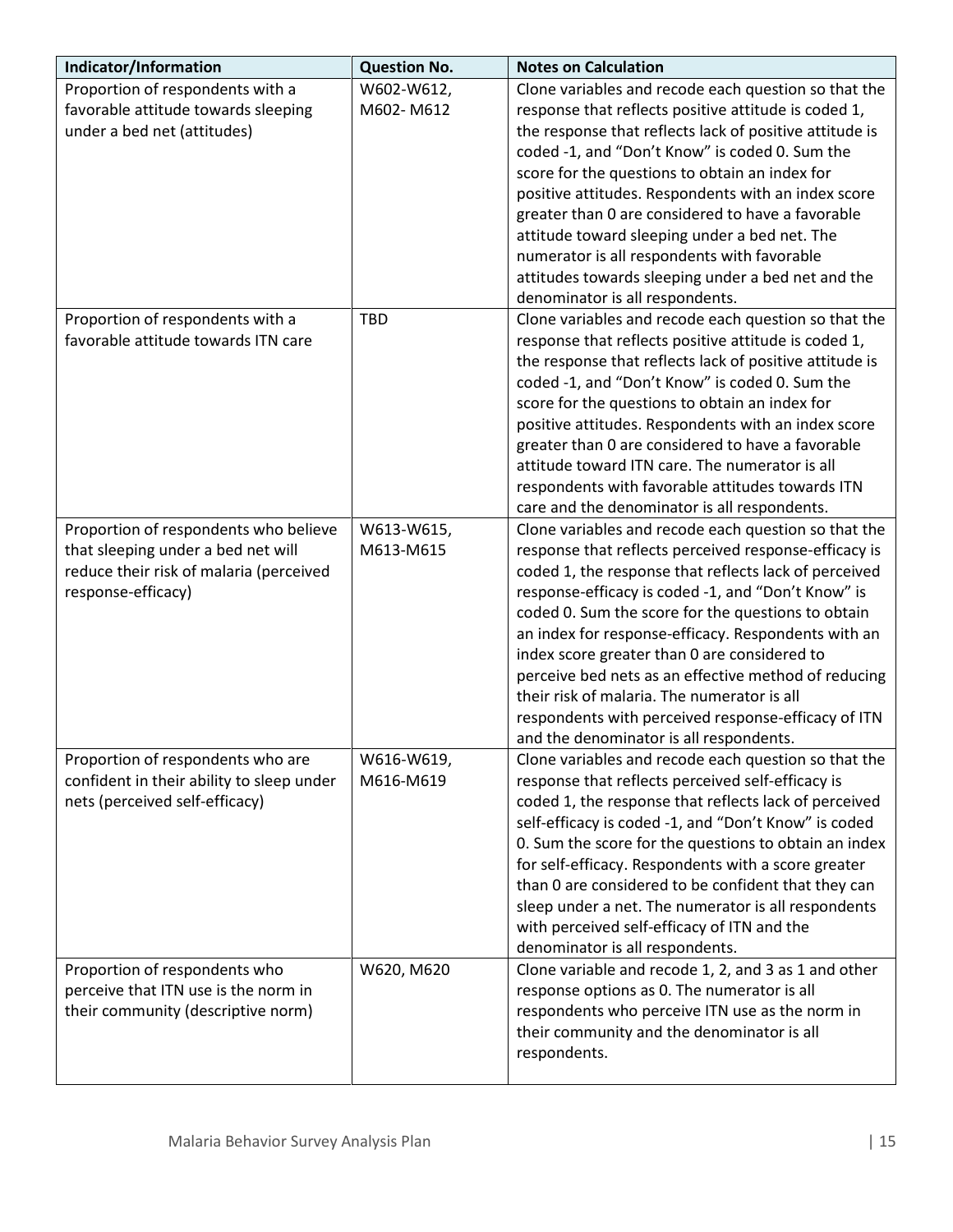| Indicator/Information | Question No. | Notes on Calculation |
|---|---|---|
| Proportion of respondents with a favorable attitude towards sleeping under a bed net (attitudes) | W602-W612, M602- M612 | Clone variables and recode each question so that the response that reflects positive attitude is coded 1, the response that reflects lack of positive attitude is coded -1, and "Don't Know" is coded 0. Sum the score for the questions to obtain an index for positive attitudes. Respondents with an index score greater than 0 are considered to have a favorable attitude toward sleeping under a bed net. The numerator is all respondents with favorable attitudes towards sleeping under a bed net and the denominator is all respondents. |
| Proportion of respondents with a favorable attitude towards ITN care | TBD | Clone variables and recode each question so that the response that reflects positive attitude is coded 1, the response that reflects lack of positive attitude is coded -1, and "Don't Know" is coded 0. Sum the score for the questions to obtain an index for positive attitudes. Respondents with an index score greater than 0 are considered to have a favorable attitude toward ITN care. The numerator is all respondents with favorable attitudes towards ITN care and the denominator is all respondents. |
| Proportion of respondents who believe that sleeping under a bed net will reduce their risk of malaria (perceived response-efficacy) | W613-W615, M613-M615 | Clone variables and recode each question so that the response that reflects perceived response-efficacy is coded 1, the response that reflects lack of perceived response-efficacy is coded -1, and "Don't Know" is coded 0. Sum the score for the questions to obtain an index for response-efficacy. Respondents with an index score greater than 0 are considered to perceive bed nets as an effective method of reducing their risk of malaria. The numerator is all respondents with perceived response-efficacy of ITN and the denominator is all respondents. |
| Proportion of respondents who are confident in their ability to sleep under nets (perceived self-efficacy) | W616-W619, M616-M619 | Clone variables and recode each question so that the response that reflects perceived self-efficacy is coded 1, the response that reflects lack of perceived self-efficacy is coded -1, and "Don't Know" is coded 0. Sum the score for the questions to obtain an index for self-efficacy. Respondents with a score greater than 0 are considered to be confident that they can sleep under a net. The numerator is all respondents with perceived self-efficacy of ITN and the denominator is all respondents. |
| Proportion of respondents who perceive that ITN use is the norm in their community (descriptive norm) | W620, M620 | Clone variable and recode 1, 2, and 3 as 1 and other response options as 0. The numerator is all respondents who perceive ITN use as the norm in their community and the denominator is all respondents. |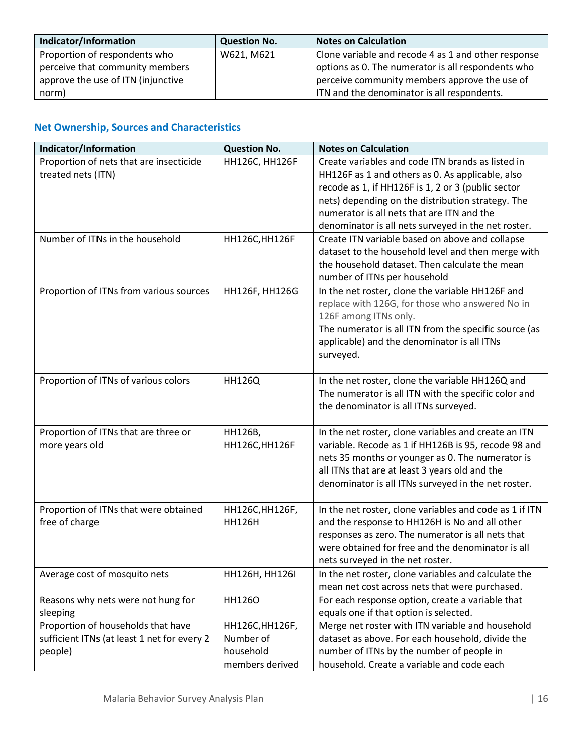| Indicator/Information | Question No. | Notes on Calculation |
|---|---|---|
| Proportion of respondents who perceive that community members approve the use of ITN (injunctive norm) | W621, M621 | Clone variable and recode 4 as 1 and other response options as 0. The numerator is all respondents who perceive community members approve the use of ITN and the denominator is all respondents. |

## Net Ownership, Sources and Characteristics

| Indicator/Information | Question No. | Notes on Calculation |
|---|---|---|
| Proportion of nets that are insecticide treated nets (ITN) | HH126C, HH126F | Create variables and code ITN brands as listed in HH126F as 1 and others as 0. As applicable, also recode as 1, if HH126F is 1, 2 or 3 (public sector nets) depending on the distribution strategy. The numerator is all nets that are ITN and the denominator is all nets surveyed in the net roster. |
| Number of ITNs in the household | HH126C,HH126F | Create ITN variable based on above and collapse dataset to the household level and then merge with the household dataset. Then calculate the mean number of ITNs per household |
| Proportion of ITNs from various sources | HH126F, HH126G | In the net roster, clone the variable HH126F and replace with 126G, for those who answered No in 126F among ITNs only.<br>The numerator is all ITN from the specific source (as applicable) and the denominator is all ITNs surveyed. |
| Proportion of ITNs of various colors | HH126Q | In the net roster, clone the variable HH126Q and The numerator is all ITN with the specific color and the denominator is all ITNs surveyed. |
| Proportion of ITNs that are three or more years old | HH126B, HH126C,HH126F | In the net roster, clone variables and create an ITN variable. Recode as 1 if HH126B is 95, recode 98 and nets 35 months or younger as 0. The numerator is all ITNs that are at least 3 years old and the denominator is all ITNs surveyed in the net roster. |
| Proportion of ITNs that were obtained free of charge | HH126C,HH126F, HH126H | In the net roster, clone variables and code as 1 if ITN and the response to HH126H is No and all other responses as zero. The numerator is all nets that were obtained for free and the denominator is all nets surveyed in the net roster. |
| Average cost of mosquito nets | HH126H, HH126I | In the net roster, clone variables and calculate the mean net cost across nets that were purchased. |
| Reasons why nets were not hung for sleeping | HH126O | For each response option, create a variable that equals one if that option is selected. |
| Proportion of households that have sufficient ITNs (at least 1 net for every 2 people) | HH126C,HH126F, Number of household members derived | Merge net roster with ITN variable and household dataset as above. For each household, divide the number of ITNs by the number of people in household. Create a variable and code each |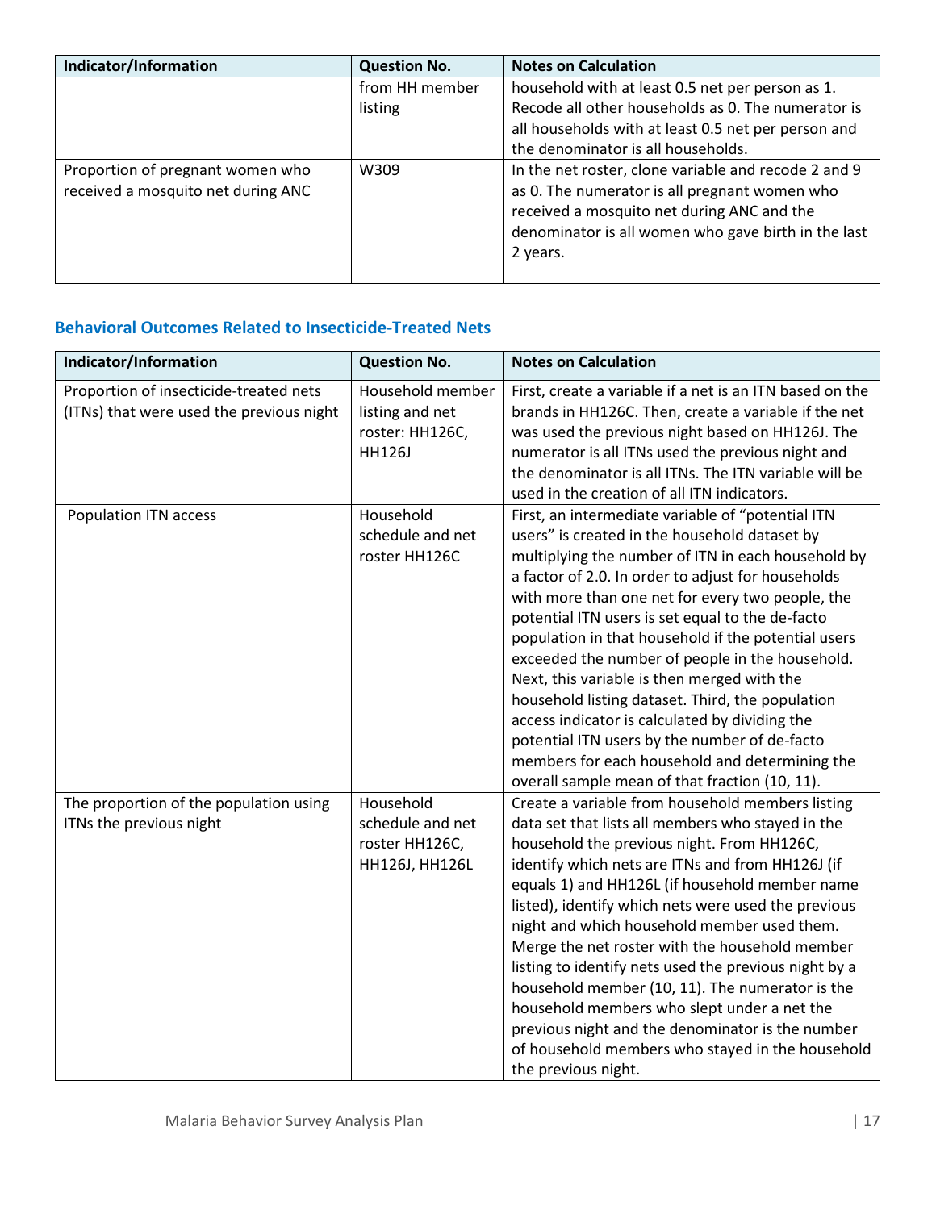| Indicator/Information | Question No. | Notes on Calculation |
|---|---|---|
| | from HH member listing | household with at least 0.5 net per person as 1. Recode all other households as 0. The numerator is all households with at least 0.5 net per person and the denominator is all households. |
| Proportion of pregnant women who received a mosquito net during ANC | W309 | In the net roster, clone variable and recode 2 and 9 as 0. The numerator is all pregnant women who received a mosquito net during ANC and the denominator is all women who gave birth in the last 2 years. |

### Behavioral Outcomes Related to Insecticide-Treated Nets

| Indicator/Information | Question No. | Notes on Calculation |
|---|---|---|
| Proportion of insecticide-treated nets (ITNs) that were used the previous night | Household member listing and net roster: HH126C, HH126J | First, create a variable if a net is an ITN based on the brands in HH126C. Then, create a variable if the net was used the previous night based on HH126J. The numerator is all ITNs used the previous night and the denominator is all ITNs. The ITN variable will be used in the creation of all ITN indicators. |
| Population ITN access | Household schedule and net roster HH126C | First, an intermediate variable of "potential ITN users" is created in the household dataset by multiplying the number of ITN in each household by a factor of 2.0. In order to adjust for households with more than one net for every two people, the potential ITN users is set equal to the de-facto population in that household if the potential users exceeded the number of people in the household. Next, this variable is then merged with the household listing dataset. Third, the population access indicator is calculated by dividing the potential ITN users by the number of de-facto members for each household and determining the overall sample mean of that fraction (10, 11). |
| The proportion of the population using ITNs the previous night | Household schedule and net roster HH126C, HH126J, HH126L | Create a variable from household members listing data set that lists all members who stayed in the household the previous night. From HH126C, identify which nets are ITNs and from HH126J (if equals 1) and HH126L (if household member name listed), identify which nets were used the previous night and which household member used them. Merge the net roster with the household member listing to identify nets used the previous night by a household member (10, 11). The numerator is the household members who slept under a net the previous night and the denominator is the number of household members who stayed in the household the previous night. |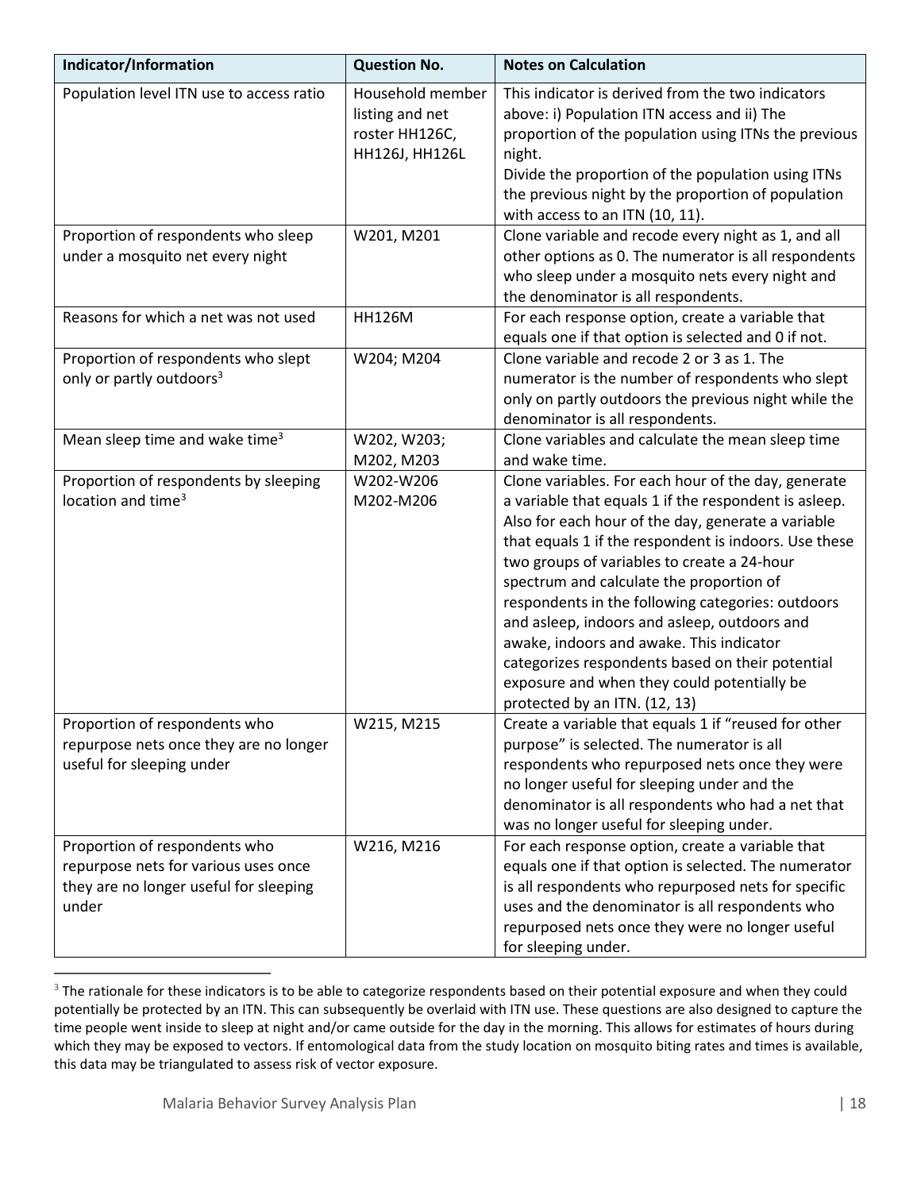| Indicator/Information | Question No. | Notes on Calculation |
|---|---|---|
| Population level ITN use to access ratio | Household member listing and net roster HH126C, HH126J, HH126L | This indicator is derived from the two indicators above: i) Population ITN access and ii) The proportion of the population using ITNs the previous night.<br>Divide the proportion of the population using ITNs the previous night by the proportion of population with access to an ITN (10, 11). |
| Proportion of respondents who sleep under a mosquito net every night | W201, M201 | Clone variable and recode every night as 1, and all other options as 0. The numerator is all respondents who sleep under a mosquito nets every night and the denominator is all respondents. |
| Reasons for which a net was not used | HH126M | For each response option, create a variable that equals one if that option is selected and 0 if not. |
| Proportion of respondents who slept only or partly outdoors[3] | W204; M204 | Clone variable and recode 2 or 3 as 1. The numerator is the number of respondents who slept only on partly outdoors the previous night while the denominator is all respondents. |
| Mean sleep time and wake time[3] | W202, W203; M202, M203 | Clone variables and calculate the mean sleep time and wake time. |
| Proportion of respondents by sleeping location and time[3] | W202-W206 M202-M206 | Clone variables. For each hour of the day, generate a variable that equals 1 if the respondent is asleep. Also for each hour of the day, generate a variable that equals 1 if the respondent is indoors. Use these two groups of variables to create a 24-hour spectrum and calculate the proportion of respondents in the following categories: outdoors and asleep, indoors and asleep, outdoors and awake, indoors and awake. This indicator categorizes respondents based on their potential exposure and when they could potentially be protected by an ITN. (12, 13) |
| Proportion of respondents who repurpose nets once they are no longer useful for sleeping under | W215, M215 | Create a variable that equals 1 if "reused for other purpose" is selected. The numerator is all respondents who repurposed nets once they were no longer useful for sleeping under and the denominator is all respondents who had a net that was no longer useful for sleeping under. |
| Proportion of respondents who repurpose nets for various uses once they are no longer useful for sleeping under | W216, M216 | For each response option, create a variable that equals one if that option is selected. The numerator is all respondents who repurposed nets for specific uses and the denominator is all respondents who repurposed nets once they were no longer useful for sleeping under. |

[3] The rationale for these indicators is to be able to categorize respondents based on their potential exposure and when they could potentially be protected by an ITN. This can subsequently be overlaid with ITN use. These questions are also designed to capture the time people went inside to sleep at night and/or came outside for the day in the morning. This allows for estimates of hours during which they may be exposed to vectors. If entomological data from the study location on mosquito biting rates and times is available, this data may be triangulated to assess risk of vector exposure.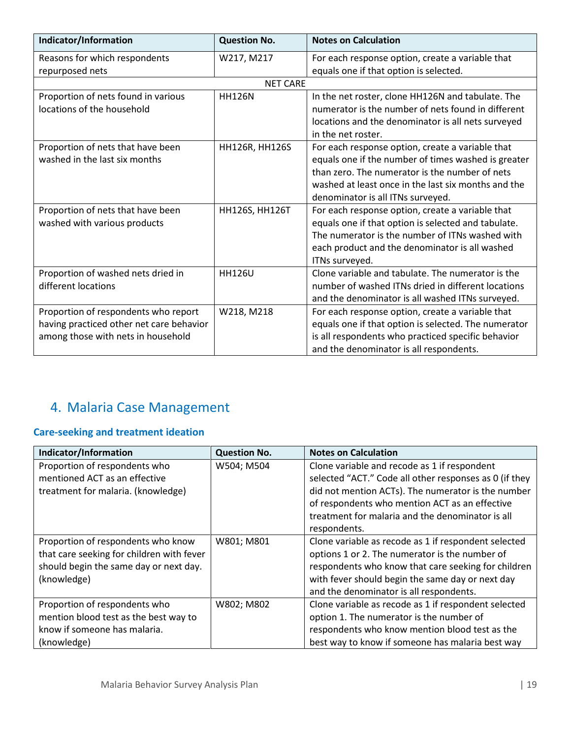| Indicator/Information | Question No. | Notes on Calculation |
|---|---|---|
| Reasons for which respondents repurposed nets | W217, M217 | For each response option, create a variable that equals one if that option is selected. |
| NET CARE | | |
| Proportion of nets found in various locations of the household | HH126N | In the net roster, clone HH126N and tabulate. The numerator is the number of nets found in different locations and the denominator is all nets surveyed in the net roster. |
| Proportion of nets that have been washed in the last six months | HH126R, HH126S | For each response option, create a variable that equals one if the number of times washed is greater than zero. The numerator is the number of nets washed at least once in the last six months and the denominator is all ITNs surveyed. |
| Proportion of nets that have been washed with various products | HH126S, HH126T | For each response option, create a variable that equals one if that option is selected and tabulate. The numerator is the number of ITNs washed with each product and the denominator is all washed ITNs surveyed. |
| Proportion of washed nets dried in different locations | HH126U | Clone variable and tabulate. The numerator is the number of washed ITNs dried in different locations and the denominator is all washed ITNs surveyed. |
| Proportion of respondents who report having practiced other net care behavior among those with nets in household | W218, M218 | For each response option, create a variable that equals one if that option is selected. The numerator is all respondents who practiced specific behavior and the denominator is all respondents. |

## 4. Malaria Case Management

### Care-seeking and treatment ideation

| Indicator/Information | Question No. | Notes on Calculation |
|---|---|---|
| Proportion of respondents who mentioned ACT as an effective treatment for malaria. (knowledge) | W504; M504 | Clone variable and recode as 1 if respondent selected "ACT." Code all other responses as 0 (if they did not mention ACTs). The numerator is the number of respondents who mention ACT as an effective treatment for malaria and the denominator is all respondents. |
| Proportion of respondents who know that care seeking for children with fever should begin the same day or next day. (knowledge) | W801; M801 | Clone variable as recode as 1 if respondent selected options 1 or 2. The numerator is the number of respondents who know that care seeking for children with fever should begin the same day or next day and the denominator is all respondents. |
| Proportion of respondents who mention blood test as the best way to know if someone has malaria. (knowledge) | W802; M802 | Clone variable as recode as 1 if respondent selected option 1. The numerator is the number of respondents who know mention blood test as the best way to know if someone has malaria best way |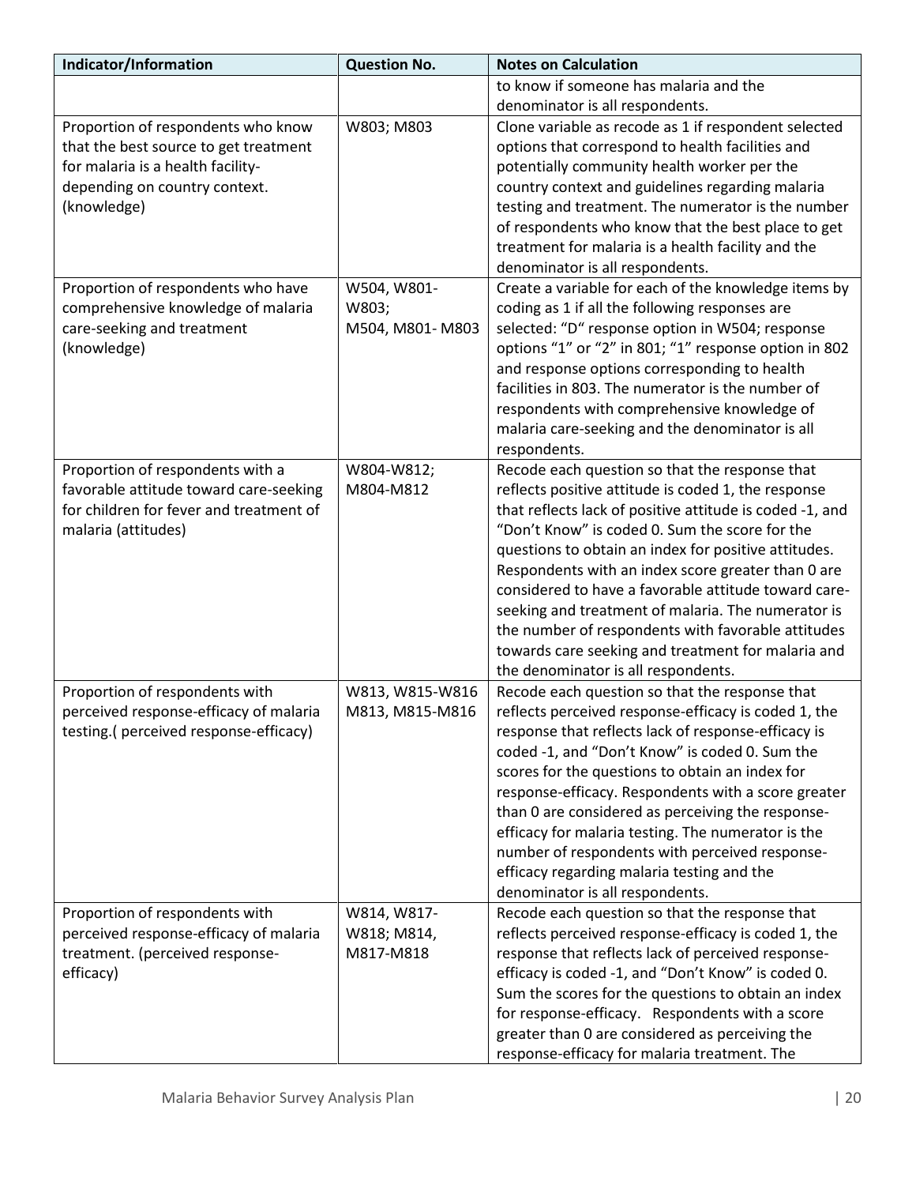| Indicator/Information | Question No. | Notes on Calculation |
|---|---|---|
| | | to know if someone has malaria and the denominator is all respondents. |
| Proportion of respondents who know that the best source to get treatment for malaria is a health facility- depending on country context. (knowledge) | W803; M803 | Clone variable as recode as 1 if respondent selected options that correspond to health facilities and potentially community health worker per the country context and guidelines regarding malaria testing and treatment. The numerator is the number of respondents who know that the best place to get treatment for malaria is a health facility and the denominator is all respondents. |
| Proportion of respondents who have comprehensive knowledge of malaria care-seeking and treatment (knowledge) | W504, W801-W803; M504, M801- M803 | Create a variable for each of the knowledge items by coding as 1 if all the following responses are selected: "D" response option in W504; response options "1" or "2" in 801; "1" response option in 802 and response options corresponding to health facilities in 803. The numerator is the number of respondents with comprehensive knowledge of malaria care-seeking and the denominator is all respondents. |
| Proportion of respondents with a favorable attitude toward care-seeking for children for fever and treatment of malaria (attitudes) | W804-W812; M804-M812 | Recode each question so that the response that reflects positive attitude is coded 1, the response that reflects lack of positive attitude is coded -1, and "Don't Know" is coded 0. Sum the score for the questions to obtain an index for positive attitudes. Respondents with an index score greater than 0 are considered to have a favorable attitude toward care-seeking and treatment of malaria. The numerator is the number of respondents with favorable attitudes towards care seeking and treatment for malaria and the denominator is all respondents. |
| Proportion of respondents with perceived response-efficacy of malaria testing.( perceived response-efficacy) | W813, W815-W816 M813, M815-M816 | Recode each question so that the response that reflects perceived response-efficacy is coded 1, the response that reflects lack of response-efficacy is coded -1, and "Don't Know" is coded 0. Sum the scores for the questions to obtain an index for response-efficacy. Respondents with a score greater than 0 are considered as perceiving the response-efficacy for malaria testing. The numerator is the number of respondents with perceived response-efficacy regarding malaria testing and the denominator is all respondents. |
| Proportion of respondents with perceived response-efficacy of malaria treatment. (perceived response-efficacy) | W814, W817-W818; M814, M817-M818 | Recode each question so that the response that reflects perceived response-efficacy is coded 1, the response that reflects lack of perceived response-efficacy is coded -1, and "Don't Know" is coded 0. Sum the scores for the questions to obtain an index for response-efficacy. Respondents with a score greater than 0 are considered as perceiving the response-efficacy for malaria treatment. The |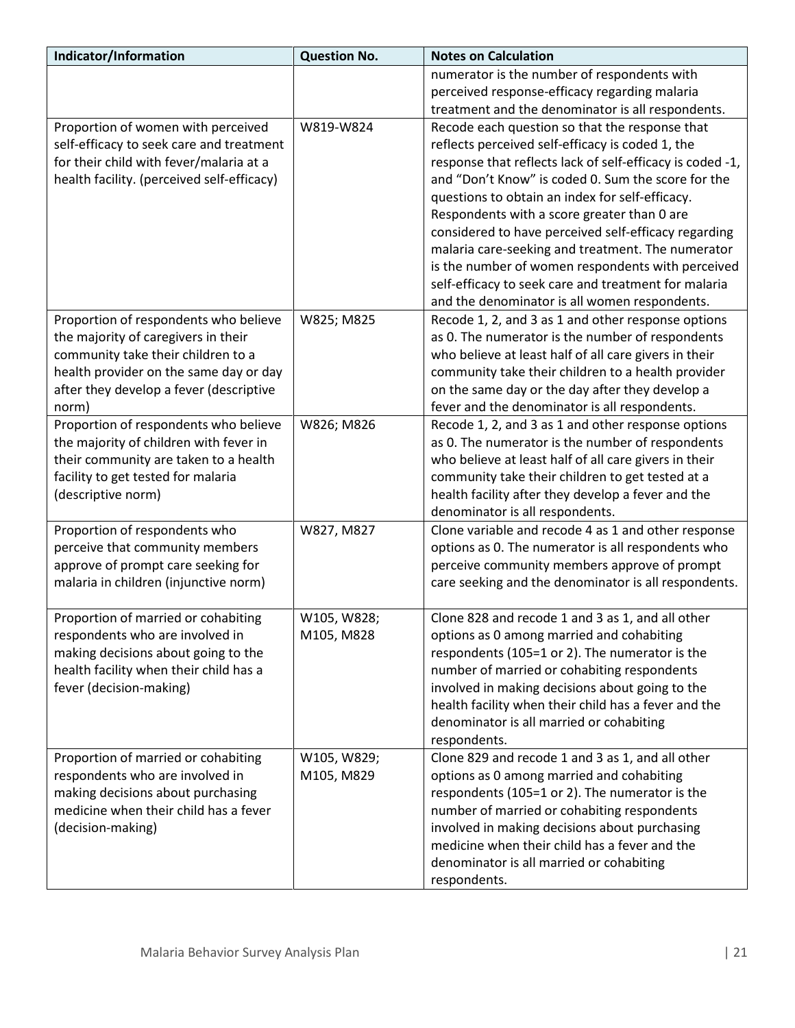| Indicator/Information | Question No. | Notes on Calculation |
|---|---|---|
| | | numerator is the number of respondents with perceived response-efficacy regarding malaria treatment and the denominator is all respondents. |
| Proportion of women with perceived self-efficacy to seek care and treatment for their child with fever/malaria at a health facility. (perceived self-efficacy) | W819-W824 | Recode each question so that the response that reflects perceived self-efficacy is coded 1, the response that reflects lack of self-efficacy is coded -1, and "Don't Know" is coded 0. Sum the score for the questions to obtain an index for self-efficacy. Respondents with a score greater than 0 are considered to have perceived self-efficacy regarding malaria care-seeking and treatment. The numerator is the number of women respondents with perceived self-efficacy to seek care and treatment for malaria and the denominator is all women respondents. |
| Proportion of respondents who believe the majority of caregivers in their community take their children to a health provider on the same day or day after they develop a fever (descriptive norm) | W825; M825 | Recode 1, 2, and 3 as 1 and other response options as 0. The numerator is the number of respondents who believe at least half of all care givers in their community take their children to a health provider on the same day or the day after they develop a fever and the denominator is all respondents. |
| Proportion of respondents who believe the majority of children with fever in their community are taken to a health facility to get tested for malaria (descriptive norm) | W826; M826 | Recode 1, 2, and 3 as 1 and other response options as 0. The numerator is the number of respondents who believe at least half of all care givers in their community take their children to get tested at a health facility after they develop a fever and the denominator is all respondents. |
| Proportion of respondents who perceive that community members approve of prompt care seeking for malaria in children (injunctive norm) | W827, M827 | Clone variable and recode 4 as 1 and other response options as 0. The numerator is all respondents who perceive community members approve of prompt care seeking and the denominator is all respondents. |
| Proportion of married or cohabiting respondents who are involved in making decisions about going to the health facility when their child has a fever (decision-making) | W105, W828; M105, M828 | Clone 828 and recode 1 and 3 as 1, and all other options as 0 among married and cohabiting respondents (105=1 or 2). The numerator is the number of married or cohabiting respondents involved in making decisions about going to the health facility when their child has a fever and the denominator is all married or cohabiting respondents. |
| Proportion of married or cohabiting respondents who are involved in making decisions about purchasing medicine when their child has a fever (decision-making) | W105, W829; M105, M829 | Clone 829 and recode 1 and 3 as 1, and all other options as 0 among married and cohabiting respondents (105=1 or 2). The numerator is the number of married or cohabiting respondents involved in making decisions about purchasing medicine when their child has a fever and the denominator is all married or cohabiting respondents. |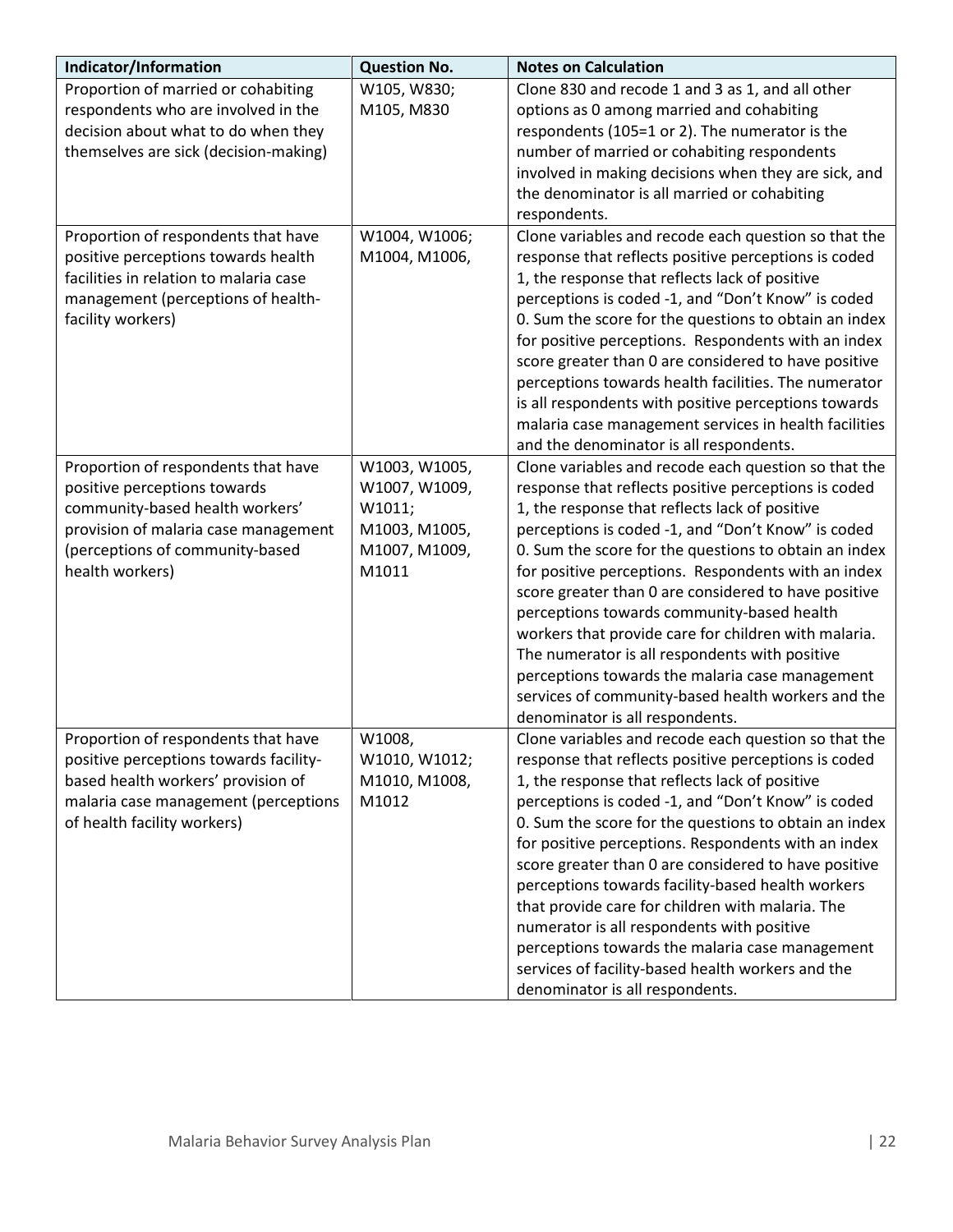| Indicator/Information | Question No. | Notes on Calculation |
|---|---|---|
| Proportion of married or cohabiting respondents who are involved in the decision about what to do when they themselves are sick (decision-making) | W105, W830; M105, M830 | Clone 830 and recode 1 and 3 as 1, and all other options as 0 among married and cohabiting respondents (105=1 or 2). The numerator is the number of married or cohabiting respondents involved in making decisions when they are sick, and the denominator is all married or cohabiting respondents. |
| Proportion of respondents that have positive perceptions towards health facilities in relation to malaria case management (perceptions of health-facility workers) | W1004, W1006; M1004, M1006, | Clone variables and recode each question so that the response that reflects positive perceptions is coded 1, the response that reflects lack of positive perceptions is coded -1, and "Don't Know" is coded 0. Sum the score for the questions to obtain an index for positive perceptions. Respondents with an index score greater than 0 are considered to have positive perceptions towards health facilities. The numerator is all respondents with positive perceptions towards malaria case management services in health facilities and the denominator is all respondents. |
| Proportion of respondents that have positive perceptions towards community-based health workers' provision of malaria case management (perceptions of community-based health workers) | W1003, W1005, W1007, W1009, W1011; M1003, M1005, M1007, M1009, M1011 | Clone variables and recode each question so that the response that reflects positive perceptions is coded 1, the response that reflects lack of positive perceptions is coded -1, and "Don't Know" is coded 0. Sum the score for the questions to obtain an index for positive perceptions. Respondents with an index score greater than 0 are considered to have positive perceptions towards community-based health workers that provide care for children with malaria. The numerator is all respondents with positive perceptions towards the malaria case management services of community-based health workers and the denominator is all respondents. |
| Proportion of respondents that have positive perceptions towards facility-based health workers' provision of malaria case management (perceptions of health facility workers) | W1008, W1010, W1012; M1010, M1008, M1012 | Clone variables and recode each question so that the response that reflects positive perceptions is coded 1, the response that reflects lack of positive perceptions is coded -1, and "Don't Know" is coded 0. Sum the score for the questions to obtain an index for positive perceptions. Respondents with an index score greater than 0 are considered to have positive perceptions towards facility-based health workers that provide care for children with malaria. The numerator is all respondents with positive perceptions towards the malaria case management services of facility-based health workers and the denominator is all respondents. |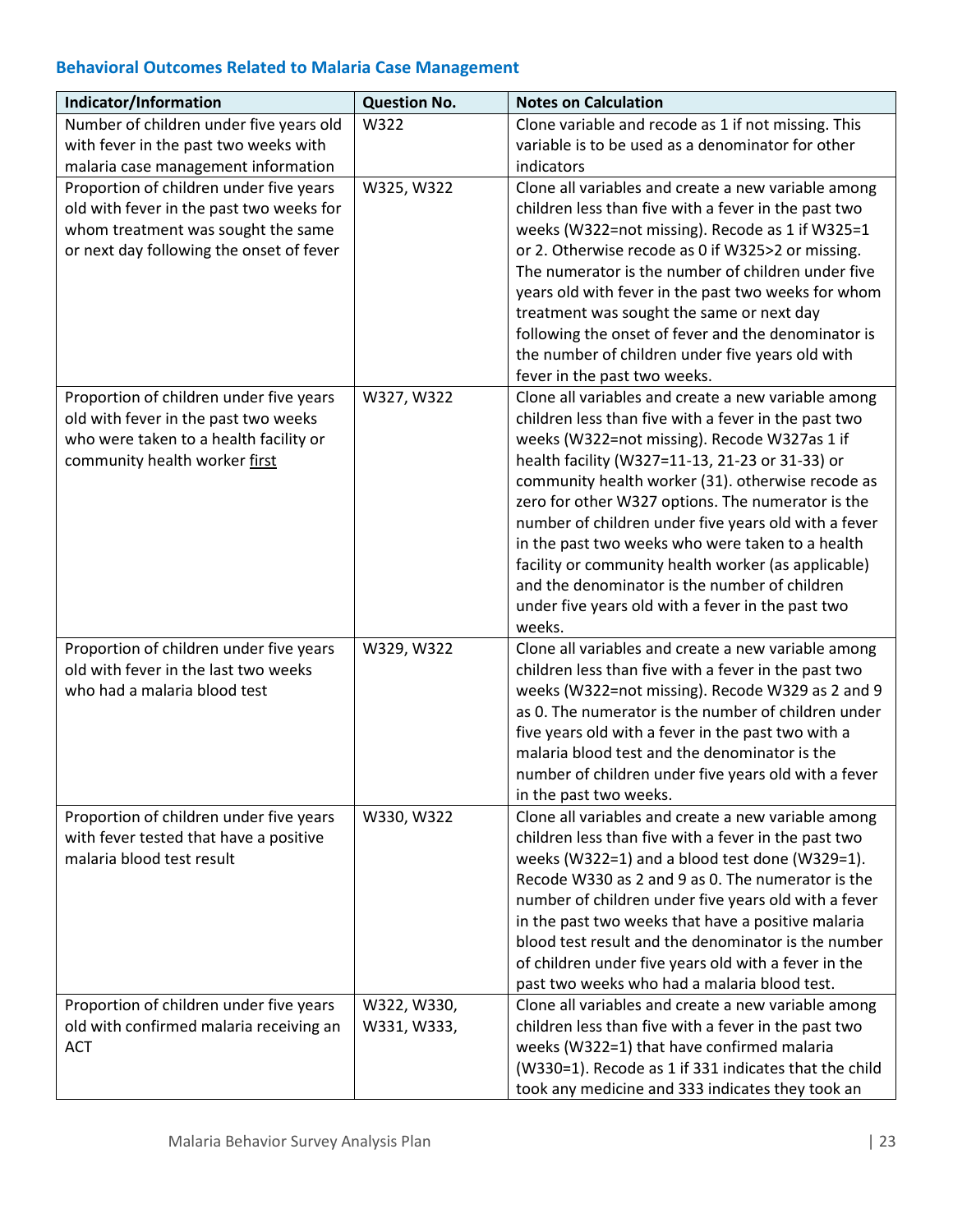### Behavioral Outcomes Related to Malaria Case Management

| Indicator/Information | Question No. | Notes on Calculation |
|---|---|---|
| Number of children under five years old with fever in the past two weeks with malaria case management information | W322 | Clone variable and recode as 1 if not missing. This variable is to be used as a denominator for other indicators |
| Proportion of children under five years old with fever in the past two weeks for whom treatment was sought the same or next day following the onset of fever | W325, W322 | Clone all variables and create a new variable among children less than five with a fever in the past two weeks (W322=not missing). Recode as 1 if W325=1 or 2. Otherwise recode as 0 if W325>2 or missing. The numerator is the number of children under five years old with fever in the past two weeks for whom treatment was sought the same or next day following the onset of fever and the denominator is the number of children under five years old with fever in the past two weeks. |
| Proportion of children under five years old with fever in the past two weeks who were taken to a health facility or community health worker <u>first</u> | W327, W322 | Clone all variables and create a new variable among children less than five with a fever in the past two weeks (W322=not missing). Recode W327as 1 if health facility (W327=11-13, 21-23 or 31-33) or community health worker (31). otherwise recode as zero for other W327 options. The numerator is the number of children under five years old with a fever in the past two weeks who were taken to a health facility or community health worker (as applicable) and the denominator is the number of children under five years old with a fever in the past two weeks. |
| Proportion of children under five years old with fever in the last two weeks who had a malaria blood test | W329, W322 | Clone all variables and create a new variable among children less than five with a fever in the past two weeks (W322=not missing). Recode W329 as 2 and 9 as 0. The numerator is the number of children under five years old with a fever in the past two with a malaria blood test and the denominator is the number of children under five years old with a fever in the past two weeks. |
| Proportion of children under five years with fever tested that have a positive malaria blood test result | W330, W322 | Clone all variables and create a new variable among children less than five with a fever in the past two weeks (W322=1) and a blood test done (W329=1). Recode W330 as 2 and 9 as 0. The numerator is the number of children under five years old with a fever in the past two weeks that have a positive malaria blood test result and the denominator is the number of children under five years old with a fever in the past two weeks who had a malaria blood test. |
| Proportion of children under five years old with confirmed malaria receiving an ACT | W322, W330, W331, W333, | Clone all variables and create a new variable among children less than five with a fever in the past two weeks (W322=1) that have confirmed malaria (W330=1). Recode as 1 if 331 indicates that the child took any medicine and 333 indicates they took an |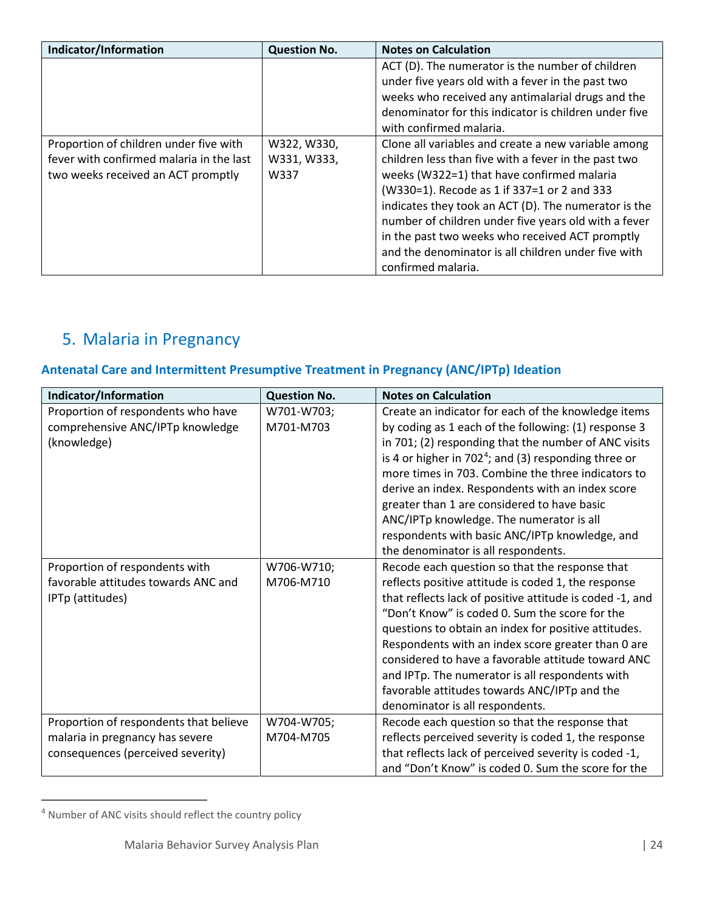| Indicator/Information | Question No. | Notes on Calculation |
| --- | --- | --- |
| | | ACT (D). The numerator is the number of children under five years old with a fever in the past two weeks who received any antimalarial drugs and the denominator for this indicator is children under five with confirmed malaria. |
| Proportion of children under five with fever with confirmed malaria in the last two weeks received an ACT promptly | W322, W330, W331, W333, W337 | Clone all variables and create a new variable among children less than five with a fever in the past two weeks (W322=1) that have confirmed malaria (W330=1). Recode as 1 if 337=1 or 2 and 333 indicates they took an ACT (D). The numerator is the number of children under five years old with a fever in the past two weeks who received ACT promptly and the denominator is all children under five with confirmed malaria. |

## 5. Malaria in Pregnancy

### Antenatal Care and Intermittent Presumptive Treatment in Pregnancy (ANC/IPTp) Ideation

| Indicator/Information | Question No. | Notes on Calculation |
| --- | --- | --- |
| Proportion of respondents who have comprehensive ANC/IPTp knowledge (knowledge) | W701-W703; M701-M703 | Create an indicator for each of the knowledge items by coding as 1 each of the following: (1) response 3 in 701; (2) responding that the number of ANC visits is 4 or higher in 702[4]; and (3) responding three or more times in 703. Combine the three indicators to derive an index. Respondents with an index score greater than 1 are considered to have basic ANC/IPTp knowledge. The numerator is all respondents with basic ANC/IPTp knowledge, and the denominator is all respondents. |
| Proportion of respondents with favorable attitudes towards ANC and IPTp (attitudes) | W706-W710; M706-M710 | Recode each question so that the response that reflects positive attitude is coded 1, the response that reflects lack of positive attitude is coded -1, and "Don't Know" is coded 0. Sum the score for the questions to obtain an index for positive attitudes. Respondents with an index score greater than 0 are considered to have a favorable attitude toward ANC and IPTp. The numerator is all respondents with favorable attitudes towards ANC/IPTp and the denominator is all respondents. |
| Proportion of respondents that believe malaria in pregnancy has severe consequences (perceived severity) | W704-W705; M704-M705 | Recode each question so that the response that reflects perceived severity is coded 1, the response that reflects lack of perceived severity is coded -1, and "Don't Know" is coded 0. Sum the score for the |

[4] Number of ANC visits should reflect the country policy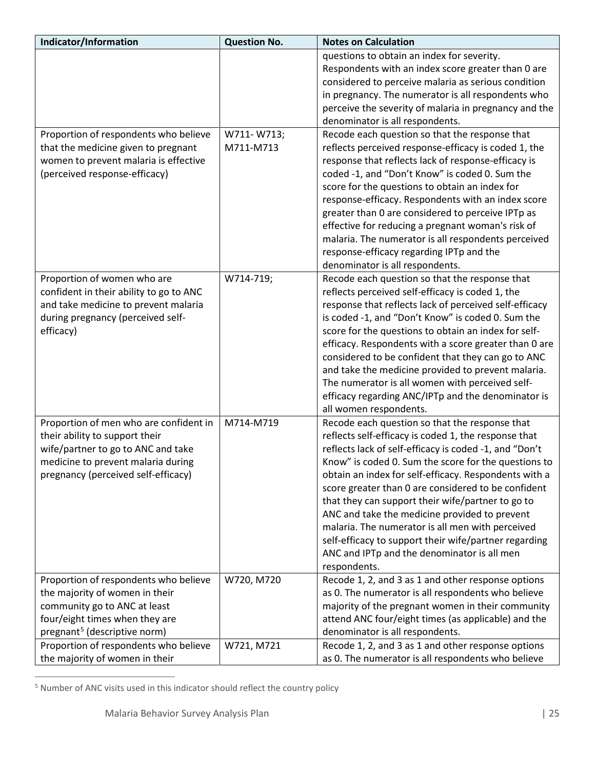| Indicator/Information | Question No. | Notes on Calculation |
|---|---|---|
| | | questions to obtain an index for severity. Respondents with an index score greater than 0 are considered to perceive malaria as serious condition in pregnancy. The numerator is all respondents who perceive the severity of malaria in pregnancy and the denominator is all respondents. |
| Proportion of respondents who believe that the medicine given to pregnant women to prevent malaria is effective (perceived response-efficacy) | W711- W713; M711-M713 | Recode each question so that the response that reflects perceived response-efficacy is coded 1, the response that reflects lack of response-efficacy is coded -1, and "Don't Know" is coded 0. Sum the score for the questions to obtain an index for response-efficacy. Respondents with an index score greater than 0 are considered to perceive IPTp as effective for reducing a pregnant woman's risk of malaria. The numerator is all respondents perceived response-efficacy regarding IPTp and the denominator is all respondents. |
| Proportion of women who are confident in their ability to go to ANC and take medicine to prevent malaria during pregnancy (perceived self-efficacy) | W714-719; | Recode each question so that the response that reflects perceived self-efficacy is coded 1, the response that reflects lack of perceived self-efficacy is coded -1, and "Don't Know" is coded 0. Sum the score for the questions to obtain an index for self-efficacy. Respondents with a score greater than 0 are considered to be confident that they can go to ANC and take the medicine provided to prevent malaria. The numerator is all women with perceived self-efficacy regarding ANC/IPTp and the denominator is all women respondents. |
| Proportion of men who are confident in their ability to support their wife/partner to go to ANC and take medicine to prevent malaria during pregnancy (perceived self-efficacy) | M714-M719 | Recode each question so that the response that reflects self-efficacy is coded 1, the response that reflects lack of self-efficacy is coded -1, and "Don't Know" is coded 0. Sum the score for the questions to obtain an index for self-efficacy. Respondents with a score greater than 0 are considered to be confident that they can support their wife/partner to go to ANC and take the medicine provided to prevent malaria. The numerator is all men with perceived self-efficacy to support their wife/partner regarding ANC and IPTp and the denominator is all men respondents. |
| Proportion of respondents who believe the majority of women in their community go to ANC at least four/eight times when they are pregnant[5] (descriptive norm) | W720, M720 | Recode 1, 2, and 3 as 1 and other response options as 0. The numerator is all respondents who believe majority of the pregnant women in their community attend ANC four/eight times (as applicable) and the denominator is all respondents. |
| Proportion of respondents who believe the majority of women in their | W721, M721 | Recode 1, 2, and 3 as 1 and other response options as 0. The numerator is all respondents who believe |

[5] Number of ANC visits used in this indicator should reflect the country policy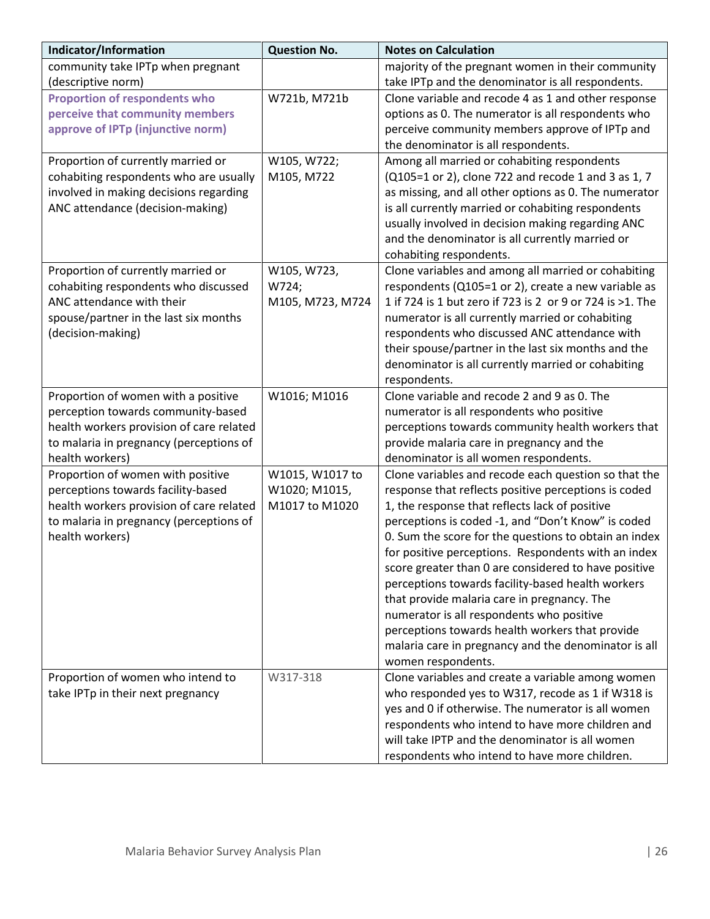| Indicator/Information | Question No. | Notes on Calculation |
|---|---|---|
| community take IPTp when pregnant (descriptive norm) | | majority of the pregnant women in their community take IPTp and the denominator is all respondents. |
| **Proportion of respondents who perceive that community members approve of IPTp (injunctive norm)** | W721b, M721b | Clone variable and recode 4 as 1 and other response options as 0. The numerator is all respondents who perceive community members approve of IPTp and the denominator is all respondents. |
| Proportion of currently married or cohabiting respondents who are usually involved in making decisions regarding ANC attendance (decision-making) | W105, W722; M105, M722 | Among all married or cohabiting respondents (Q105=1 or 2), clone 722 and recode 1 and 3 as 1, 7 as missing, and all other options as 0. The numerator is all currently married or cohabiting respondents usually involved in decision making regarding ANC and the denominator is all currently married or cohabiting respondents. |
| Proportion of currently married or cohabiting respondents who discussed ANC attendance with their spouse/partner in the last six months (decision-making) | W105, W723, W724; M105, M723, M724 | Clone variables and among all married or cohabiting respondents (Q105=1 or 2), create a new variable as 1 if 724 is 1 but zero if 723 is 2 or 9 or 724 is >1. The numerator is all currently married or cohabiting respondents who discussed ANC attendance with their spouse/partner in the last six months and the denominator is all currently married or cohabiting respondents. |
| Proportion of women with a positive perception towards community-based health workers provision of care related to malaria in pregnancy (perceptions of health workers) | W1016; M1016 | Clone variable and recode 2 and 9 as 0. The numerator is all respondents who positive perceptions towards community health workers that provide malaria care in pregnancy and the denominator is all women respondents. |
| Proportion of women with positive perceptions towards facility-based health workers provision of care related to malaria in pregnancy (perceptions of health workers) | W1015, W1017 to W1020; M1015, M1017 to M1020 | Clone variables and recode each question so that the response that reflects positive perceptions is coded 1, the response that reflects lack of positive perceptions is coded -1, and "Don't Know" is coded 0. Sum the score for the questions to obtain an index for positive perceptions. Respondents with an index score greater than 0 are considered to have positive perceptions towards facility-based health workers that provide malaria care in pregnancy. The numerator is all respondents who positive perceptions towards health workers that provide malaria care in pregnancy and the denominator is all women respondents. |
| Proportion of women who intend to take IPTp in their next pregnancy | W317-318 | Clone variables and create a variable among women who responded yes to W317, recode as 1 if W318 is yes and 0 if otherwise. The numerator is all women respondents who intend to have more children and will take IPTP and the denominator is all women respondents who intend to have more children. |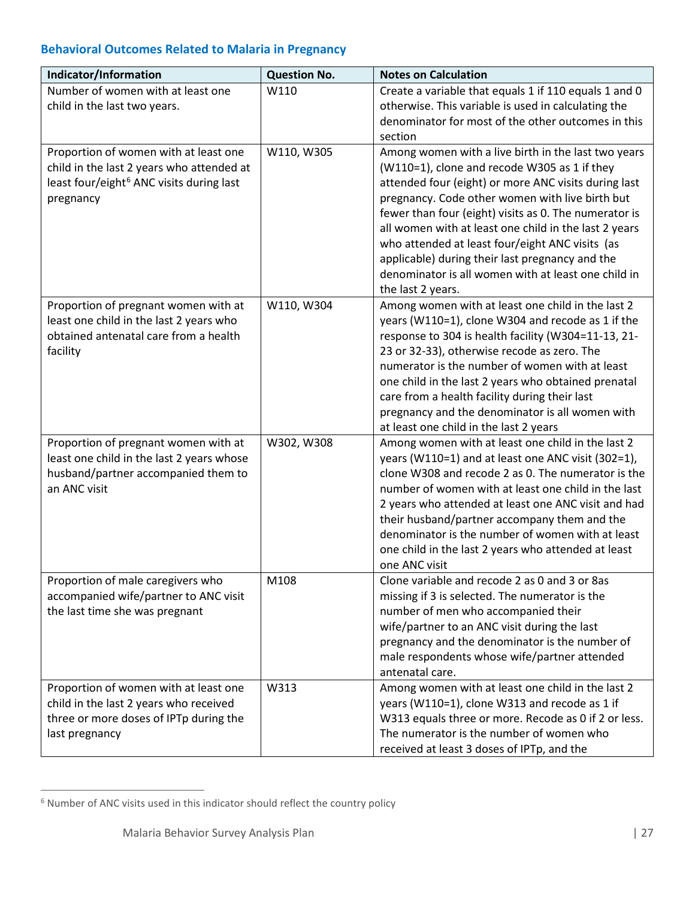### Behavioral Outcomes Related to Malaria in Pregnancy

| Indicator/Information | Question No. | Notes on Calculation |
|---|---|---|
| Number of women with at least one child in the last two years. | W110 | Create a variable that equals 1 if 110 equals 1 and 0 otherwise. This variable is used in calculating the denominator for most of the other outcomes in this section |
| Proportion of women with at least one child in the last 2 years who attended at least four/eight[6] ANC visits during last pregnancy | W110, W305 | Among women with a live birth in the last two years (W110=1), clone and recode W305 as 1 if they attended four (eight) or more ANC visits during last pregnancy. Code other women with live birth but fewer than four (eight) visits as 0. The numerator is all women with at least one child in the last 2 years who attended at least four/eight ANC visits (as applicable) during their last pregnancy and the denominator is all women with at least one child in the last 2 years. |
| Proportion of pregnant women with at least one child in the last 2 years who obtained antenatal care from a health facility | W110, W304 | Among women with at least one child in the last 2 years (W110=1), clone W304 and recode as 1 if the response to 304 is health facility (W304=11-13, 21-23 or 32-33), otherwise recode as zero. The numerator is the number of women with at least one child in the last 2 years who obtained prenatal care from a health facility during their last pregnancy and the denominator is all women with at least one child in the last 2 years |
| Proportion of pregnant women with at least one child in the last 2 years whose husband/partner accompanied them to an ANC visit | W302, W308 | Among women with at least one child in the last 2 years (W110=1) and at least one ANC visit (302=1), clone W308 and recode 2 as 0. The numerator is the number of women with at least one child in the last 2 years who attended at least one ANC visit and had their husband/partner accompany them and the denominator is the number of women with at least one child in the last 2 years who attended at least one ANC visit |
| Proportion of male caregivers who accompanied wife/partner to ANC visit the last time she was pregnant | M108 | Clone variable and recode 2 as 0 and 3 or 8as missing if 3 is selected. The numerator is the number of men who accompanied their wife/partner to an ANC visit during the last pregnancy and the denominator is the number of male respondents whose wife/partner attended antenatal care. |
| Proportion of women with at least one child in the last 2 years who received three or more doses of IPTp during the last pregnancy | W313 | Among women with at least one child in the last 2 years (W110=1), clone W313 and recode as 1 if W313 equals three or more. Recode as 0 if 2 or less. The numerator is the number of women who received at least 3 doses of IPTp, and the |

[6] Number of ANC visits used in this indicator should reflect the country policy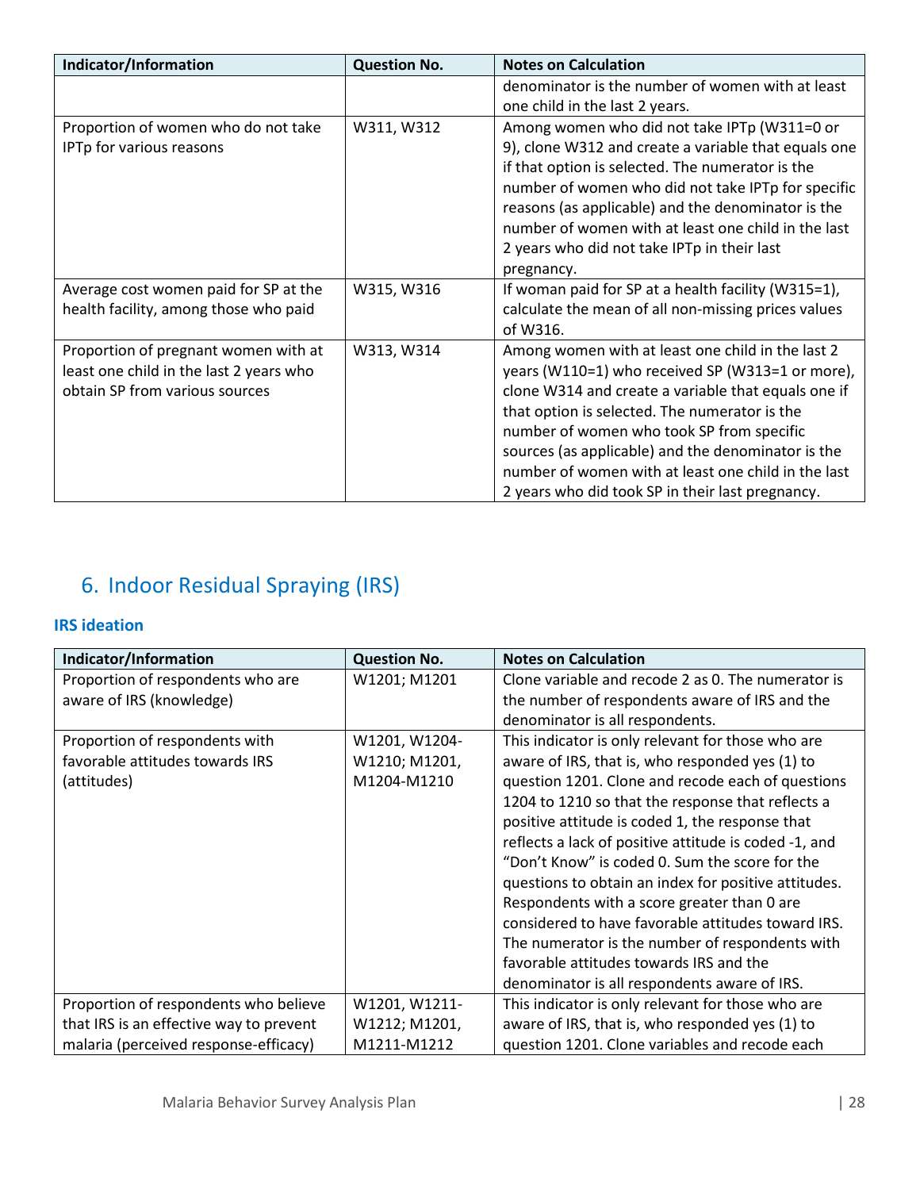| Indicator/Information | Question No. | Notes on Calculation |
|---|---|---|
| | | denominator is the number of women with at least one child in the last 2 years. |
| Proportion of women who do not take IPTp for various reasons | W311, W312 | Among women who did not take IPTp (W311=0 or 9), clone W312 and create a variable that equals one if that option is selected. The numerator is the number of women who did not take IPTp for specific reasons (as applicable) and the denominator is the number of women with at least one child in the last 2 years who did not take IPTp in their last pregnancy. |
| Average cost women paid for SP at the health facility, among those who paid | W315, W316 | If woman paid for SP at a health facility (W315=1), calculate the mean of all non-missing prices values of W316. |
| Proportion of pregnant women with at least one child in the last 2 years who obtain SP from various sources | W313, W314 | Among women with at least one child in the last 2 years (W110=1) who received SP (W313=1 or more), clone W314 and create a variable that equals one if that option is selected. The numerator is the number of women who took SP from specific sources (as applicable) and the denominator is the number of women with at least one child in the last 2 years who did took SP in their last pregnancy. |

# 6. Indoor Residual Spraying (IRS)

### IRS ideation

| Indicator/Information | Question No. | Notes on Calculation |
|---|---|---|
| Proportion of respondents who are aware of IRS (knowledge) | W1201; M1201 | Clone variable and recode 2 as 0. The numerator is the number of respondents aware of IRS and the denominator is all respondents. |
| Proportion of respondents with favorable attitudes towards IRS (attitudes) | W1201, W1204-W1210; M1201, M1204-M1210 | This indicator is only relevant for those who are aware of IRS, that is, who responded yes (1) to question 1201. Clone and recode each of questions 1204 to 1210 so that the response that reflects a positive attitude is coded 1, the response that reflects a lack of positive attitude is coded -1, and "Don't Know" is coded 0. Sum the score for the questions to obtain an index for positive attitudes. Respondents with a score greater than 0 are considered to have favorable attitudes toward IRS. The numerator is the number of respondents with favorable attitudes towards IRS and the denominator is all respondents aware of IRS. |
| Proportion of respondents who believe that IRS is an effective way to prevent malaria (perceived response-efficacy) | W1201, W1211-W1212; M1201, M1211-M1212 | This indicator is only relevant for those who are aware of IRS, that is, who responded yes (1) to question 1201. Clone variables and recode each |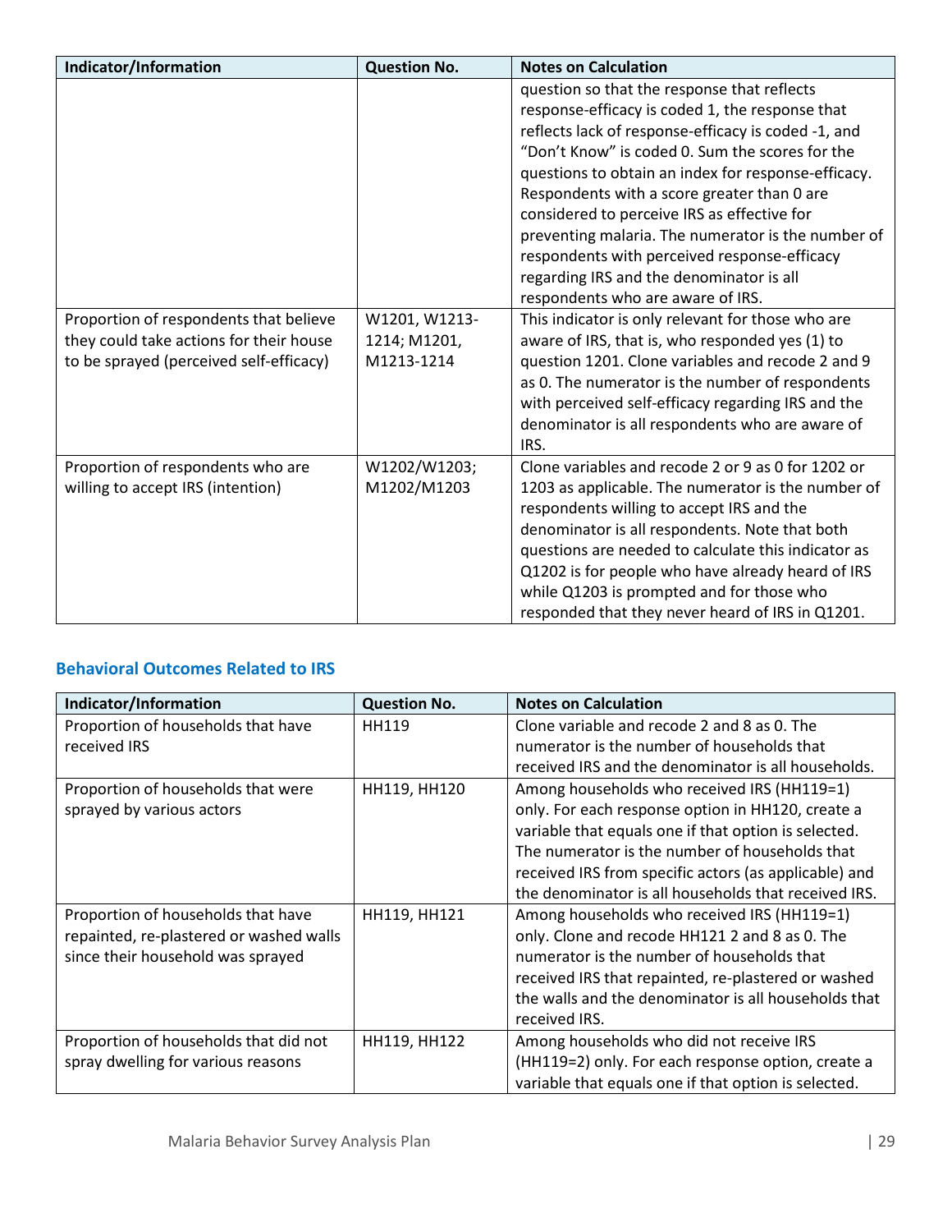| Indicator/Information | Question No. | Notes on Calculation |
|---|---|---|
| | | question so that the response that reflects response-efficacy is coded 1, the response that reflects lack of response-efficacy is coded -1, and "Don't Know" is coded 0. Sum the scores for the questions to obtain an index for response-efficacy. Respondents with a score greater than 0 are considered to perceive IRS as effective for preventing malaria. The numerator is the number of respondents with perceived response-efficacy regarding IRS and the denominator is all respondents who are aware of IRS. |
| Proportion of respondents that believe they could take actions for their house to be sprayed (perceived self-efficacy) | W1201, W1213-1214; M1201, M1213-1214 | This indicator is only relevant for those who are aware of IRS, that is, who responded yes (1) to question 1201. Clone variables and recode 2 and 9 as 0. The numerator is the number of respondents with perceived self-efficacy regarding IRS and the denominator is all respondents who are aware of IRS. |
| Proportion of respondents who are willing to accept IRS (intention) | W1202/W1203; M1202/M1203 | Clone variables and recode 2 or 9 as 0 for 1202 or 1203 as applicable. The numerator is the number of respondents willing to accept IRS and the denominator is all respondents. Note that both questions are needed to calculate this indicator as Q1202 is for people who have already heard of IRS while Q1203 is prompted and for those who responded that they never heard of IRS in Q1201. |

## Behavioral Outcomes Related to IRS

| Indicator/Information | Question No. | Notes on Calculation |
|---|---|---|
| Proportion of households that have received IRS | HH119 | Clone variable and recode 2 and 8 as 0. The numerator is the number of households that received IRS and the denominator is all households. |
| Proportion of households that were sprayed by various actors | HH119, HH120 | Among households who received IRS (HH119=1) only. For each response option in HH120, create a variable that equals one if that option is selected. The numerator is the number of households that received IRS from specific actors (as applicable) and the denominator is all households that received IRS. |
| Proportion of households that have repainted, re-plastered or washed walls since their household was sprayed | HH119, HH121 | Among households who received IRS (HH119=1) only. Clone and recode HH121 2 and 8 as 0. The numerator is the number of households that received IRS that repainted, re-plastered or washed the walls and the denominator is all households that received IRS. |
| Proportion of households that did not spray dwelling for various reasons | HH119, HH122 | Among households who did not receive IRS (HH119=2) only. For each response option, create a variable that equals one if that option is selected. |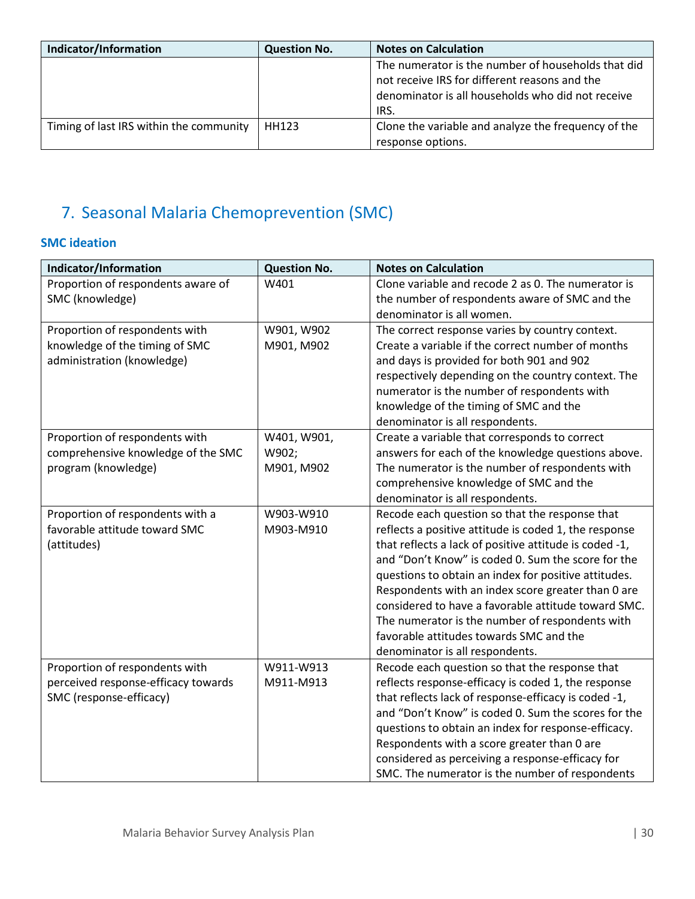| Indicator/Information | Question No. | Notes on Calculation |
|---|---|---|
| | | The numerator is the number of households that did not receive IRS for different reasons and the denominator is all households who did not receive IRS. |
| Timing of last IRS within the community | HH123 | Clone the variable and analyze the frequency of the response options. |

## 7. Seasonal Malaria Chemoprevention (SMC)

### SMC ideation

| Indicator/Information | Question No. | Notes on Calculation |
|---|---|---|
| Proportion of respondents aware of SMC (knowledge) | W401 | Clone variable and recode 2 as 0. The numerator is the number of respondents aware of SMC and the denominator is all women. |
| Proportion of respondents with knowledge of the timing of SMC administration (knowledge) | W901, W902<br>M901, M902 | The correct response varies by country context. Create a variable if the correct number of months and days is provided for both 901 and 902 respectively depending on the country context. The numerator is the number of respondents with knowledge of the timing of SMC and the denominator is all respondents. |
| Proportion of respondents with comprehensive knowledge of the SMC program (knowledge) | W401, W901, W902;<br>M901, M902 | Create a variable that corresponds to correct answers for each of the knowledge questions above. The numerator is the number of respondents with comprehensive knowledge of SMC and the denominator is all respondents. |
| Proportion of respondents with a favorable attitude toward SMC (attitudes) | W903-W910<br>M903-M910 | Recode each question so that the response that reflects a positive attitude is coded 1, the response that reflects a lack of positive attitude is coded -1, and “Don’t Know” is coded 0. Sum the score for the questions to obtain an index for positive attitudes. Respondents with an index score greater than 0 are considered to have a favorable attitude toward SMC. The numerator is the number of respondents with favorable attitudes towards SMC and the denominator is all respondents. |
| Proportion of respondents with perceived response-efficacy towards SMC (response-efficacy) | W911-W913<br>M911-M913 | Recode each question so that the response that reflects response-efficacy is coded 1, the response that reflects lack of response-efficacy is coded -1, and “Don’t Know” is coded 0. Sum the scores for the questions to obtain an index for response-efficacy. Respondents with a score greater than 0 are considered as perceiving a response-efficacy for SMC. The numerator is the number of respondents |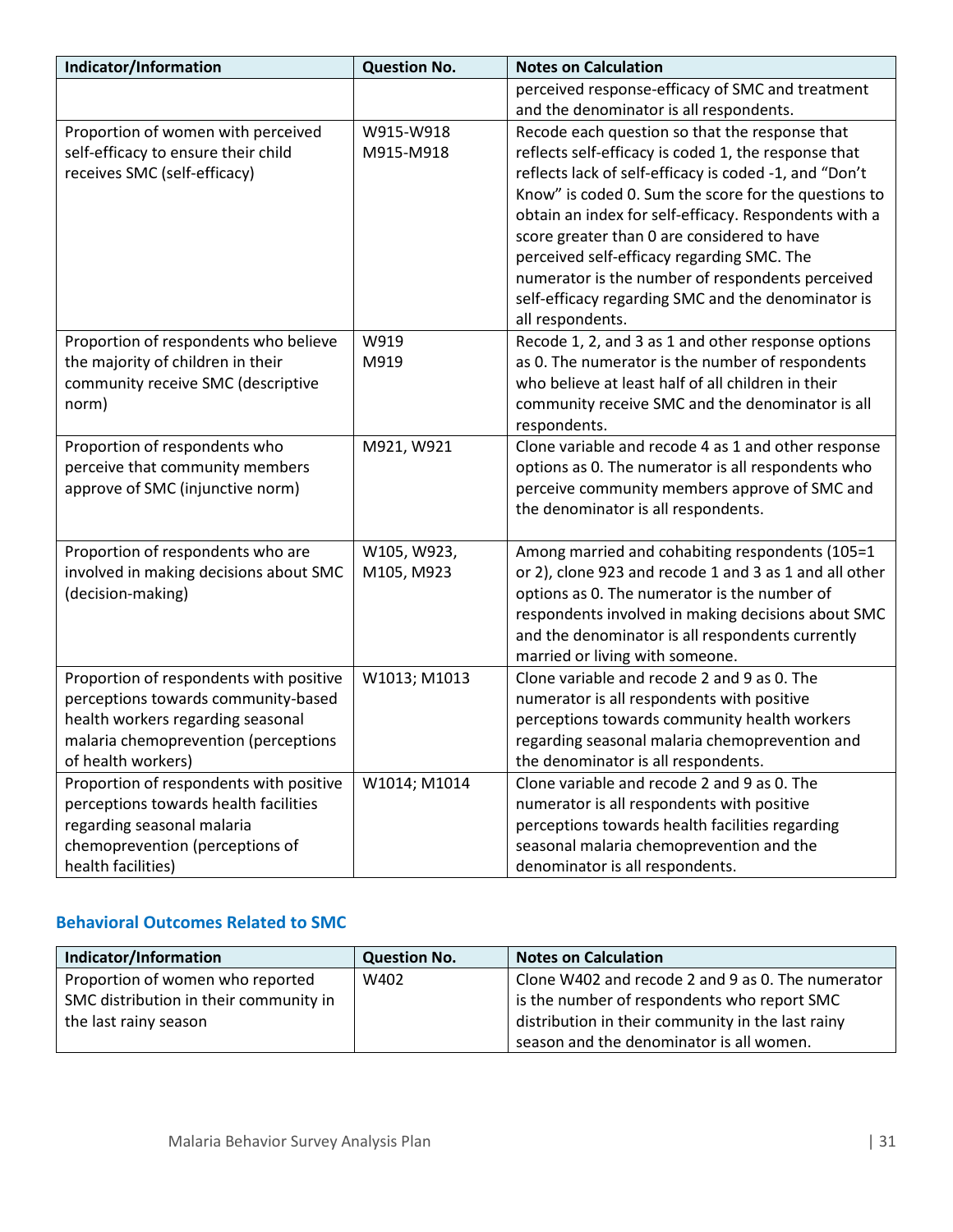| Indicator/Information | Question No. | Notes on Calculation |
|---|---|---|
| | | perceived response-efficacy of SMC and treatment and the denominator is all respondents. |
| Proportion of women with perceived self-efficacy to ensure their child receives SMC (self-efficacy) | W915-W918<br>M915-M918 | Recode each question so that the response that reflects self-efficacy is coded 1, the response that reflects lack of self-efficacy is coded -1, and "Don't Know" is coded 0. Sum the score for the questions to obtain an index for self-efficacy. Respondents with a score greater than 0 are considered to have perceived self-efficacy regarding SMC. The numerator is the number of respondents perceived self-efficacy regarding SMC and the denominator is all respondents. |
| Proportion of respondents who believe the majority of children in their community receive SMC (descriptive norm) | W919<br>M919 | Recode 1, 2, and 3 as 1 and other response options as 0. The numerator is the number of respondents who believe at least half of all children in their community receive SMC and the denominator is all respondents. |
| Proportion of respondents who perceive that community members approve of SMC (injunctive norm) | M921, W921 | Clone variable and recode 4 as 1 and other response options as 0. The numerator is all respondents who perceive community members approve of SMC and the denominator is all respondents. |
| Proportion of respondents who are involved in making decisions about SMC (decision-making) | W105, W923, M105, M923 | Among married and cohabiting respondents (105=1 or 2), clone 923 and recode 1 and 3 as 1 and all other options as 0. The numerator is the number of respondents involved in making decisions about SMC and the denominator is all respondents currently married or living with someone. |
| Proportion of respondents with positive perceptions towards community-based health workers regarding seasonal malaria chemoprevention (perceptions of health workers) | W1013; M1013 | Clone variable and recode 2 and 9 as 0. The numerator is all respondents with positive perceptions towards community health workers regarding seasonal malaria chemoprevention and the denominator is all respondents. |
| Proportion of respondents with positive perceptions towards health facilities regarding seasonal malaria chemoprevention (perceptions of health facilities) | W1014; M1014 | Clone variable and recode 2 and 9 as 0. The numerator is all respondents with positive perceptions towards health facilities regarding seasonal malaria chemoprevention and the denominator is all respondents. |

### Behavioral Outcomes Related to SMC

| Indicator/Information | Question No. | Notes on Calculation |
|---|---|---|
| Proportion of women who reported SMC distribution in their community in the last rainy season | W402 | Clone W402 and recode 2 and 9 as 0. The numerator is the number of respondents who report SMC distribution in their community in the last rainy season and the denominator is all women. |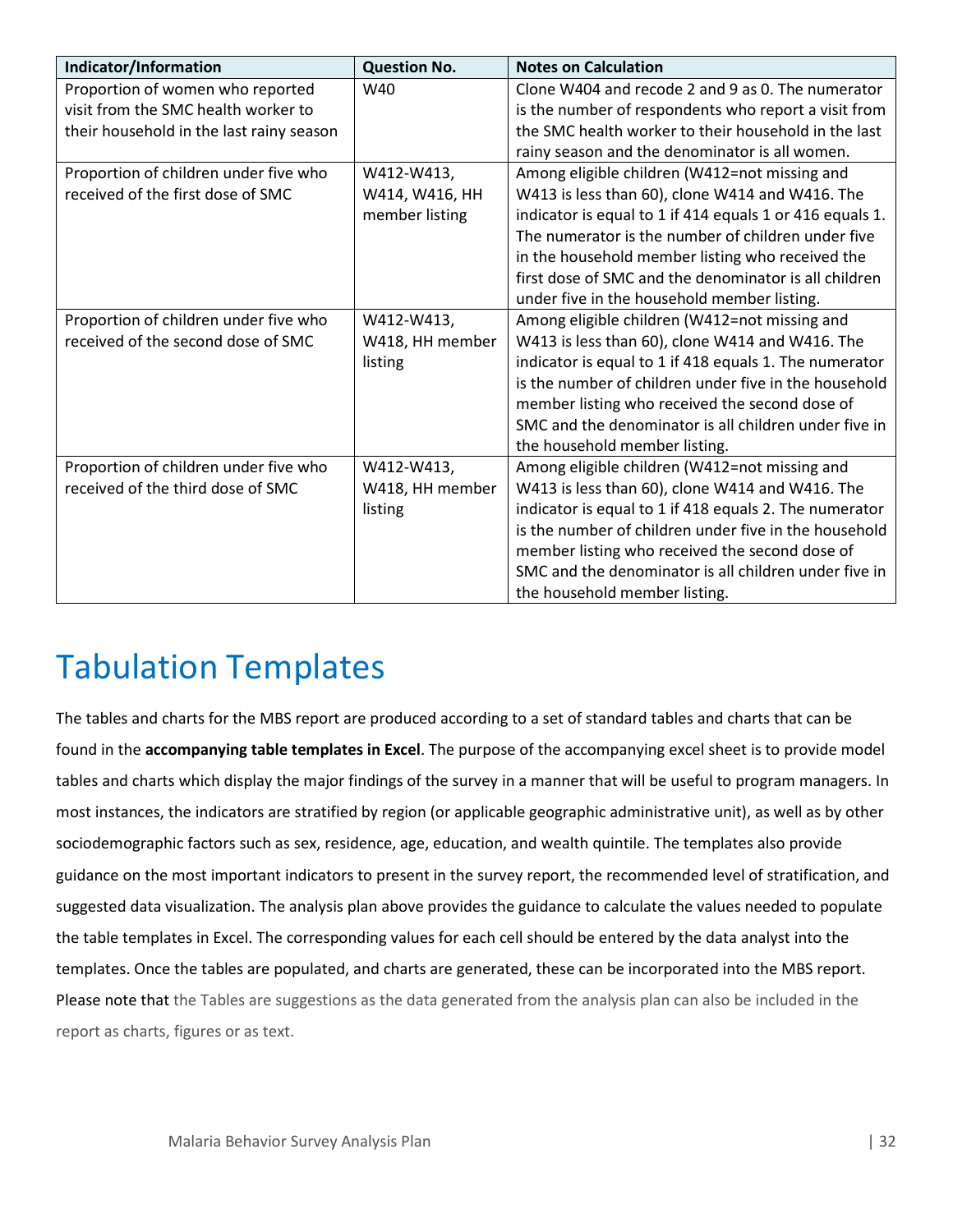| Indicator/Information | Question No. | Notes on Calculation |
|---|---|---|
| Proportion of women who reported visit from the SMC health worker to their household in the last rainy season | W40 | Clone W404 and recode 2 and 9 as 0. The numerator is the number of respondents who report a visit from the SMC health worker to their household in the last rainy season and the denominator is all women. |
| Proportion of children under five who received of the first dose of SMC | W412-W413, W414, W416, HH member listing | Among eligible children (W412=not missing and W413 is less than 60), clone W414 and W416. The indicator is equal to 1 if 414 equals 1 or 416 equals 1. The numerator is the number of children under five in the household member listing who received the first dose of SMC and the denominator is all children under five in the household member listing. |
| Proportion of children under five who received of the second dose of SMC | W412-W413, W418, HH member listing | Among eligible children (W412=not missing and W413 is less than 60), clone W414 and W416. The indicator is equal to 1 if 418 equals 1. The numerator is the number of children under five in the household member listing who received the second dose of SMC and the denominator is all children under five in the household member listing. |
| Proportion of children under five who received of the third dose of SMC | W412-W413, W418, HH member listing | Among eligible children (W412=not missing and W413 is less than 60), clone W414 and W416. The indicator is equal to 1 if 418 equals 2. The numerator is the number of children under five in the household member listing who received the second dose of SMC and the denominator is all children under five in the household member listing. |

# Tabulation Templates

The tables and charts for the MBS report are produced according to a set of standard tables and charts that can be found in the **accompanying table templates in Excel**. The purpose of the accompanying excel sheet is to provide model tables and charts which display the major findings of the survey in a manner that will be useful to program managers. In most instances, the indicators are stratified by region (or applicable geographic administrative unit), as well as by other sociodemographic factors such as sex, residence, age, education, and wealth quintile. The templates also provide guidance on the most important indicators to present in the survey report, the recommended level of stratification, and suggested data visualization. The analysis plan above provides the guidance to calculate the values needed to populate the table templates in Excel. The corresponding values for each cell should be entered by the data analyst into the templates. Once the tables are populated, and charts are generated, these can be incorporated into the MBS report. Please note that the Tables are suggestions as the data generated from the analysis plan can also be included in the report as charts, figures or as text.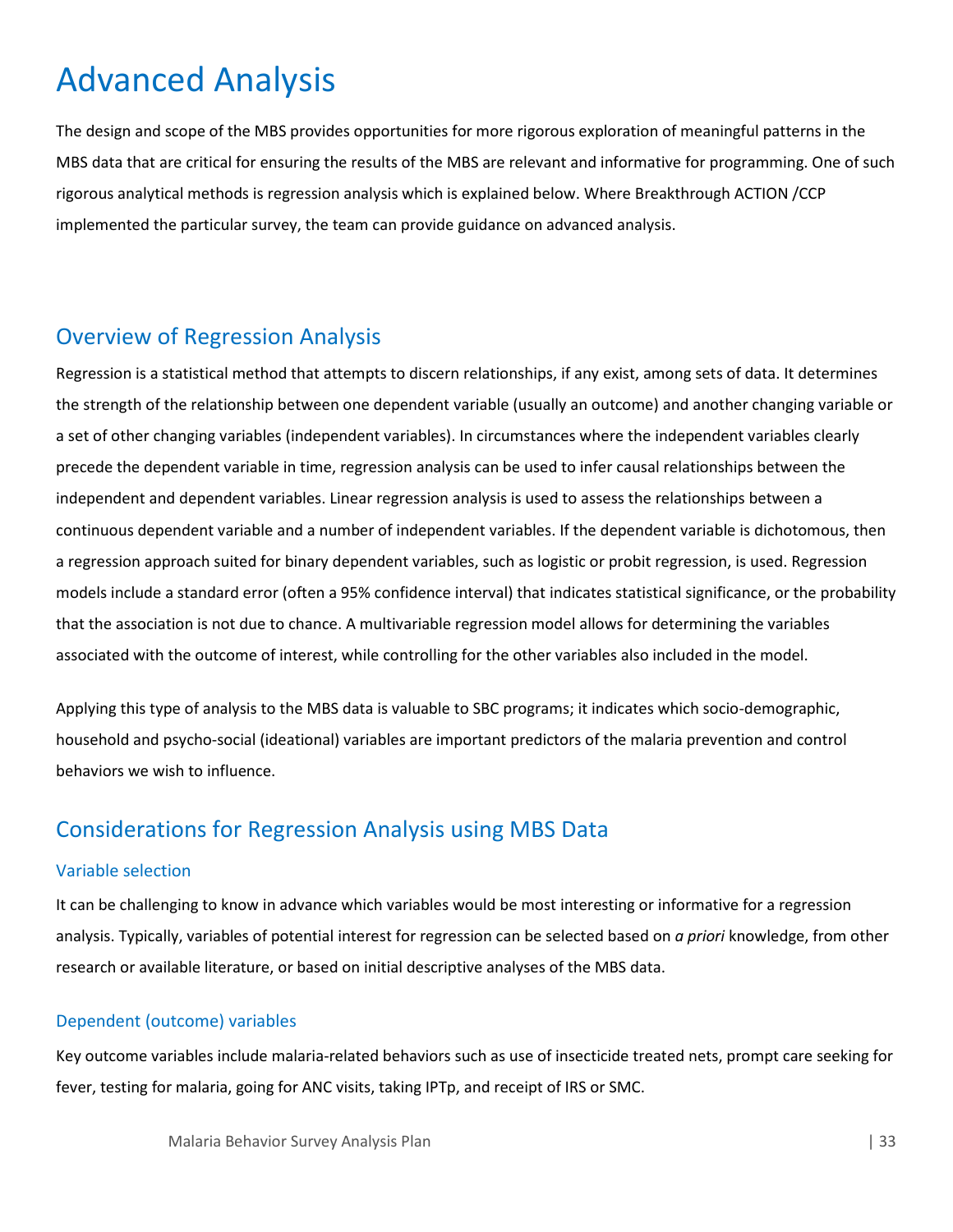# Advanced Analysis

The design and scope of the MBS provides opportunities for more rigorous exploration of meaningful patterns in the MBS data that are critical for ensuring the results of the MBS are relevant and informative for programming. One of such rigorous analytical methods is regression analysis which is explained below. Where Breakthrough ACTION /CCP implemented the particular survey, the team can provide guidance on advanced analysis.

## Overview of Regression Analysis

Regression is a statistical method that attempts to discern relationships, if any exist, among sets of data. It determines the strength of the relationship between one dependent variable (usually an outcome) and another changing variable or a set of other changing variables (independent variables). In circumstances where the independent variables clearly precede the dependent variable in time, regression analysis can be used to infer causal relationships between the independent and dependent variables. Linear regression analysis is used to assess the relationships between a continuous dependent variable and a number of independent variables. If the dependent variable is dichotomous, then a regression approach suited for binary dependent variables, such as logistic or probit regression, is used. Regression models include a standard error (often a 95% confidence interval) that indicates statistical significance, or the probability that the association is not due to chance. A multivariable regression model allows for determining the variables associated with the outcome of interest, while controlling for the other variables also included in the model.

Applying this type of analysis to the MBS data is valuable to SBC programs; it indicates which socio-demographic, household and psycho-social (ideational) variables are important predictors of the malaria prevention and control behaviors we wish to influence.

## Considerations for Regression Analysis using MBS Data

### Variable selection

It can be challenging to know in advance which variables would be most interesting or informative for a regression analysis. Typically, variables of potential interest for regression can be selected based on *a priori* knowledge, from other research or available literature, or based on initial descriptive analyses of the MBS data.

### Dependent (outcome) variables

Key outcome variables include malaria-related behaviors such as use of insecticide treated nets, prompt care seeking for fever, testing for malaria, going for ANC visits, taking IPTp, and receipt of IRS or SMC.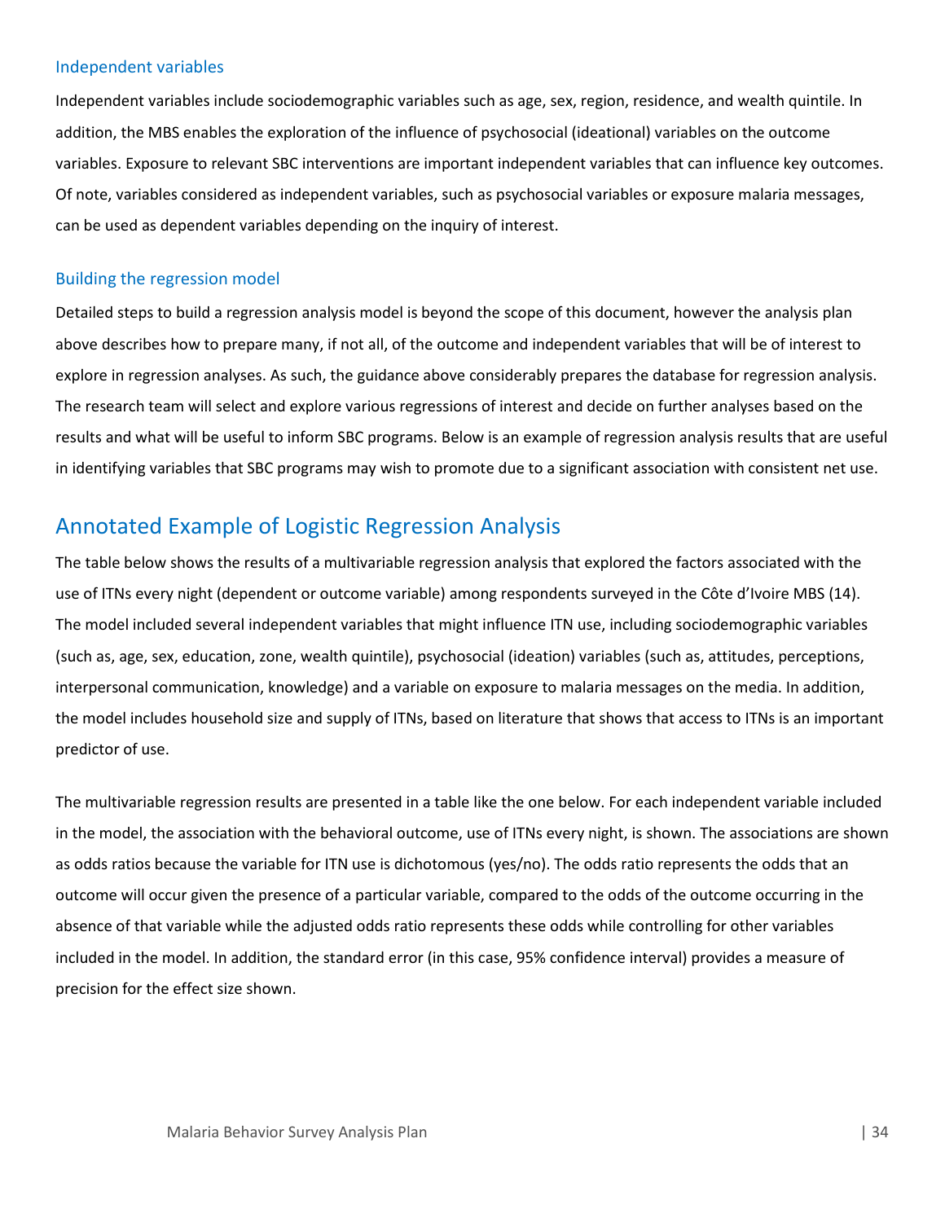### Independent variables

Independent variables include sociodemographic variables such as age, sex, region, residence, and wealth quintile. In addition, the MBS enables the exploration of the influence of psychosocial (ideational) variables on the outcome variables. Exposure to relevant SBC interventions are important independent variables that can influence key outcomes. Of note, variables considered as independent variables, such as psychosocial variables or exposure malaria messages, can be used as dependent variables depending on the inquiry of interest.

### Building the regression model

Detailed steps to build a regression analysis model is beyond the scope of this document, however the analysis plan above describes how to prepare many, if not all, of the outcome and independent variables that will be of interest to explore in regression analyses. As such, the guidance above considerably prepares the database for regression analysis. The research team will select and explore various regressions of interest and decide on further analyses based on the results and what will be useful to inform SBC programs. Below is an example of regression analysis results that are useful in identifying variables that SBC programs may wish to promote due to a significant association with consistent net use.

## Annotated Example of Logistic Regression Analysis

The table below shows the results of a multivariable regression analysis that explored the factors associated with the use of ITNs every night (dependent or outcome variable) among respondents surveyed in the Côte d'Ivoire MBS (14). The model included several independent variables that might influence ITN use, including sociodemographic variables (such as, age, sex, education, zone, wealth quintile), psychosocial (ideation) variables (such as, attitudes, perceptions, interpersonal communication, knowledge) and a variable on exposure to malaria messages on the media. In addition, the model includes household size and supply of ITNs, based on literature that shows that access to ITNs is an important predictor of use.

The multivariable regression results are presented in a table like the one below. For each independent variable included in the model, the association with the behavioral outcome, use of ITNs every night, is shown. The associations are shown as odds ratios because the variable for ITN use is dichotomous (yes/no). The odds ratio represents the odds that an outcome will occur given the presence of a particular variable, compared to the odds of the outcome occurring in the absence of that variable while the adjusted odds ratio represents these odds while controlling for other variables included in the model. In addition, the standard error (in this case, 95% confidence interval) provides a measure of precision for the effect size shown.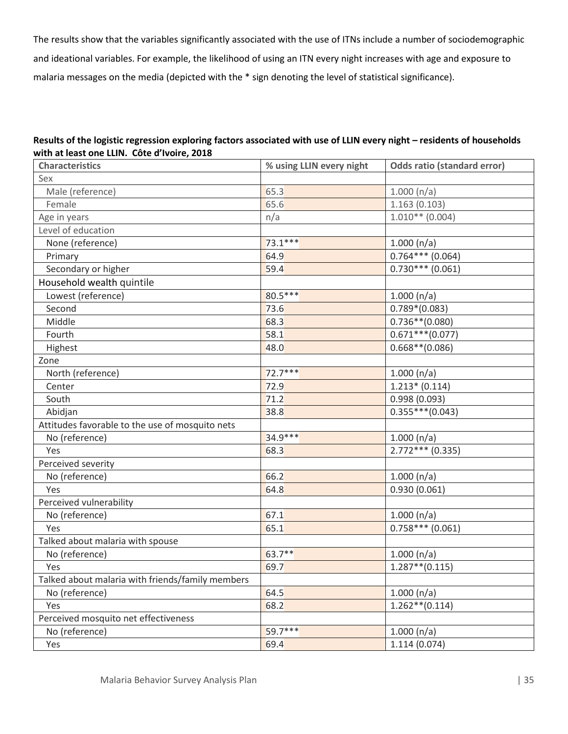The results show that the variables significantly associated with the use of ITNs include a number of sociodemographic and ideational variables. For example, the likelihood of using an ITN every night increases with age and exposure to malaria messages on the media (depicted with the * sign denoting the level of statistical significance).

**Results of the logistic regression exploring factors associated with use of LLIN every night – residents of households with at least one LLIN. Côte d'Ivoire, 2018**

| Characteristics | % using LLIN every night | Odds ratio (standard error) |
|---|---|---|
| Sex | | |
| Male (reference) | 65.3 | 1.000 (n/a) |
| Female | 65.6 | 1.163 (0.103) |
| Age in years | n/a | 1.010** (0.004) |
| Level of education | | |
| None (reference) | 73.1*** | 1.000 (n/a) |
| Primary | 64.9 | 0.764*** (0.064) |
| Secondary or higher | 59.4 | 0.730*** (0.061) |
| Household wealth quintile | | |
| Lowest (reference) | 80.5*** | 1.000 (n/a) |
| Second | 73.6 | 0.789*(0.083) |
| Middle | 68.3 | 0.736**(0.080) |
| Fourth | 58.1 | 0.671***(0.077) |
| Highest | 48.0 | 0.668**(0.086) |
| Zone | | |
| North (reference) | 72.7*** | 1.000 (n/a) |
| Center | 72.9 | 1.213* (0.114) |
| South | 71.2 | 0.998 (0.093) |
| Abidjan | 38.8 | 0.355***(0.043) |
| Attitudes favorable to the use of mosquito nets | | |
| No (reference) | 34.9*** | 1.000 (n/a) |
| Yes | 68.3 | 2.772*** (0.335) |
| Perceived severity | | |
| No (reference) | 66.2 | 1.000 (n/a) |
| Yes | 64.8 | 0.930 (0.061) |
| Perceived vulnerability | | |
| No (reference) | 67.1 | 1.000 (n/a) |
| Yes | 65.1 | 0.758*** (0.061) |
| Talked about malaria with spouse | | |
| No (reference) | 63.7** | 1.000 (n/a) |
| Yes | 69.7 | 1.287**(0.115) |
| Talked about malaria with friends/family members | | |
| No (reference) | 64.5 | 1.000 (n/a) |
| Yes | 68.2 | 1.262**(0.114) |
| Perceived mosquito net effectiveness | | |
| No (reference) | 59.7*** | 1.000 (n/a) |
| Yes | 69.4 | 1.114 (0.074) |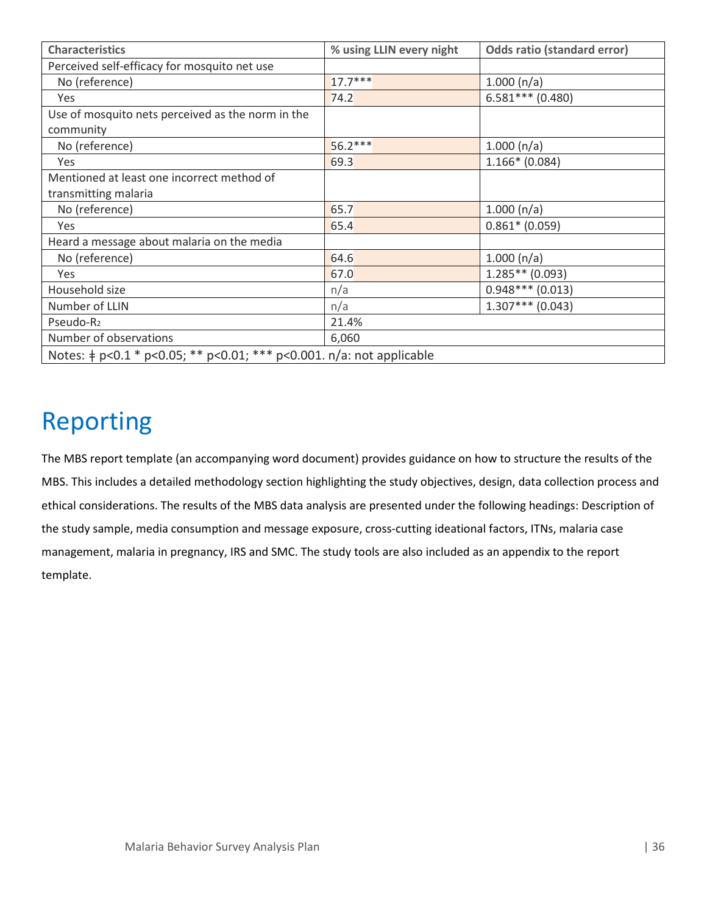| Characteristics | % using LLIN every night | Odds ratio (standard error) |
|---|---|---|
| Perceived self-efficacy for mosquito net use | | |
| No (reference) | 17.7*** | 1.000 (n/a) |
| Yes | 74.2 | 6.581*** (0.480) |
| Use of mosquito nets perceived as the norm in the community | | |
| No (reference) | 56.2*** | 1.000 (n/a) |
| Yes | 69.3 | 1.166* (0.084) |
| Mentioned at least one incorrect method of transmitting malaria | | |
| No (reference) | 65.7 | 1.000 (n/a) |
| Yes | 65.4 | 0.861* (0.059) |
| Heard a message about malaria on the media | | |
| No (reference) | 64.6 | 1.000 (n/a) |
| Yes | 67.0 | 1.285** (0.093) |
| Household size | n/a | 0.948*** (0.013) |
| Number of LLIN | n/a | 1.307*** (0.043) |
| Pseudo-$R_2$ | 21.4% | |
| Number of observations | 6,060 | |
| Notes: ǂ p<0.1 * p<0.05; ** p<0.01; *** p<0.001. n/a: not applicable | | |

# Reporting

The MBS report template (an accompanying word document) provides guidance on how to structure the results of the MBS. This includes a detailed methodology section highlighting the study objectives, design, data collection process and ethical considerations. The results of the MBS data analysis are presented under the following headings: Description of the study sample, media consumption and message exposure, cross-cutting ideational factors, ITNs, malaria case management, malaria in pregnancy, IRS and SMC. The study tools are also included as an appendix to the report template.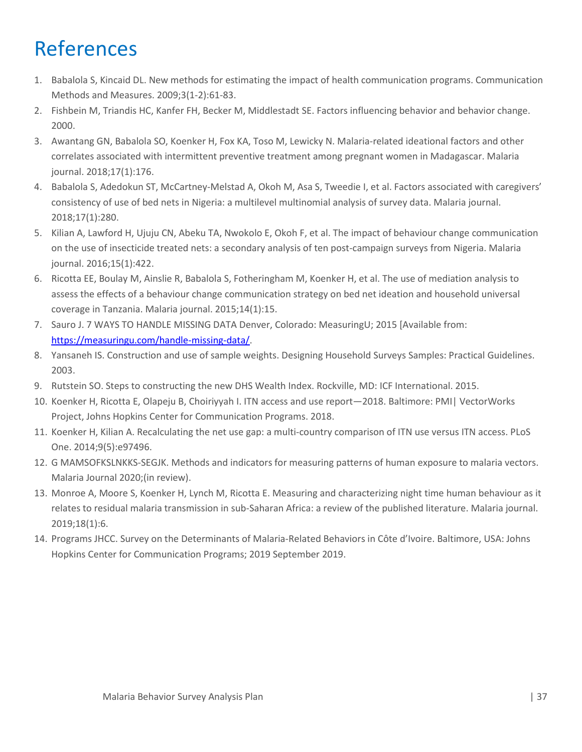# References

1. Babalola S, Kincaid DL. New methods for estimating the impact of health communication programs. Communication Methods and Measures. 2009;3(1-2):61-83.
2. Fishbein M, Triandis HC, Kanfer FH, Becker M, Middlestadt SE. Factors influencing behavior and behavior change. 2000.
3. Awantang GN, Babalola SO, Koenker H, Fox KA, Toso M, Lewicky N. Malaria-related ideational factors and other correlates associated with intermittent preventive treatment among pregnant women in Madagascar. Malaria journal. 2018;17(1):176.
4. Babalola S, Adedokun ST, McCartney-Melstad A, Okoh M, Asa S, Tweedie I, et al. Factors associated with caregivers' consistency of use of bed nets in Nigeria: a multilevel multinomial analysis of survey data. Malaria journal. 2018;17(1):280.
5. Kilian A, Lawford H, Ujuju CN, Abeku TA, Nwokolo E, Okoh F, et al. The impact of behaviour change communication on the use of insecticide treated nets: a secondary analysis of ten post-campaign surveys from Nigeria. Malaria journal. 2016;15(1):422.
6. Ricotta EE, Boulay M, Ainslie R, Babalola S, Fotheringham M, Koenker H, et al. The use of mediation analysis to assess the effects of a behaviour change communication strategy on bed net ideation and household universal coverage in Tanzania. Malaria journal. 2015;14(1):15.
7. Sauro J. 7 WAYS TO HANDLE MISSING DATA Denver, Colorado: MeasuringU; 2015 [Available from: https://measuringu.com/handle-missing-data/.
8. Yansaneh IS. Construction and use of sample weights. Designing Household Surveys Samples: Practical Guidelines. 2003.
9. Rutstein SO. Steps to constructing the new DHS Wealth Index. Rockville, MD: ICF International. 2015.
10. Koenker H, Ricotta E, Olapeju B, Choiriyyah I. ITN access and use report—2018. Baltimore: PMI| VectorWorks Project, Johns Hopkins Center for Communication Programs. 2018.
11. Koenker H, Kilian A. Recalculating the net use gap: a multi-country comparison of ITN use versus ITN access. PLoS One. 2014;9(5):e97496.
12. G MAMSOFKSLNKKS-SEGJK. Methods and indicators for measuring patterns of human exposure to malaria vectors. Malaria Journal 2020;(in review).
13. Monroe A, Moore S, Koenker H, Lynch M, Ricotta E. Measuring and characterizing night time human behaviour as it relates to residual malaria transmission in sub-Saharan Africa: a review of the published literature. Malaria journal. 2019;18(1):6.
14. Programs JHCC. Survey on the Determinants of Malaria-Related Behaviors in Côte d'Ivoire. Baltimore, USA: Johns Hopkins Center for Communication Programs; 2019 September 2019.